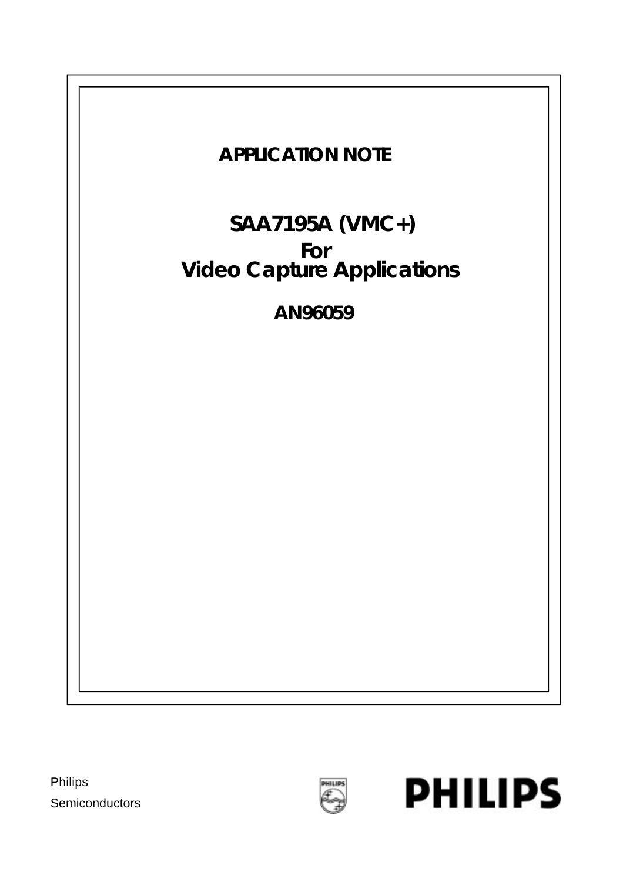# APPLICATION NOTE

## SAA7195A (VMC+)
## For
## Video Capture Applications

## AN96059

Philips

Semiconductors

PHILIPS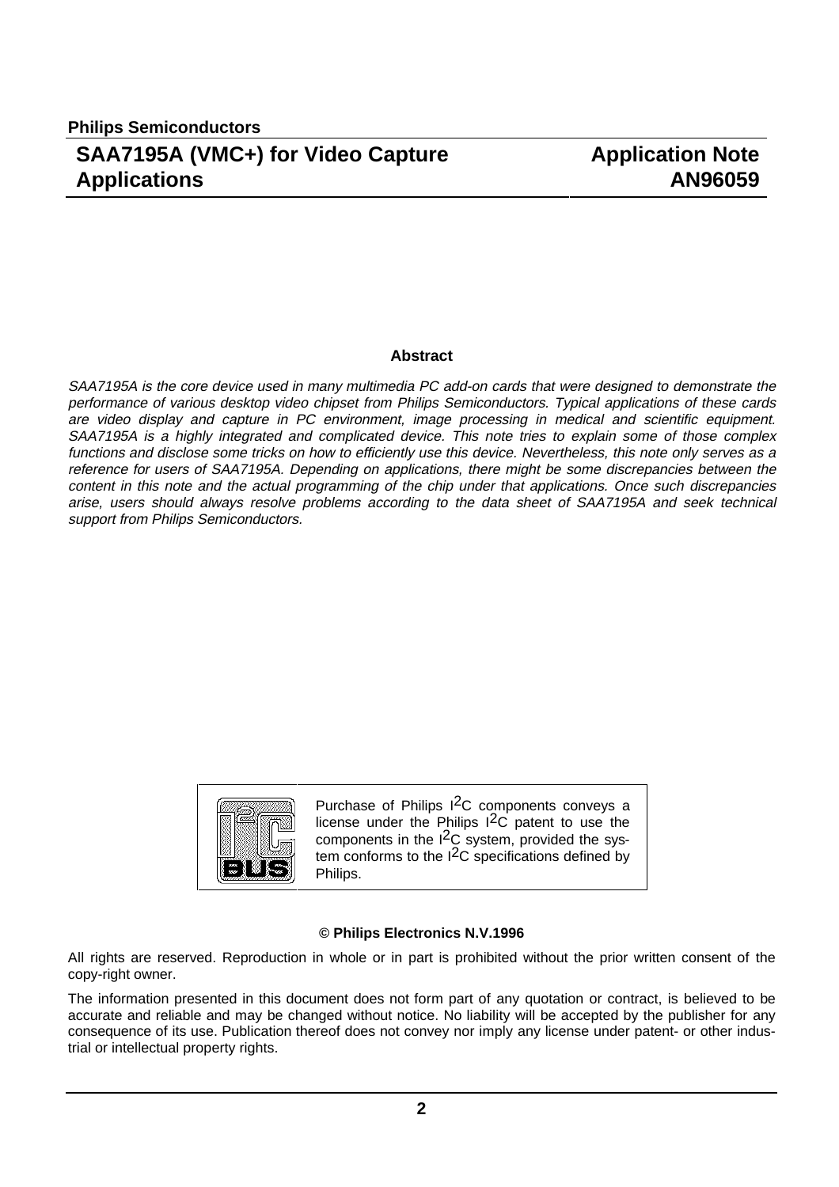## Abstract

*SAA7195A is the core device used in many multimedia PC add-on cards that were designed to demonstrate the performance of various desktop video chipset from Philips Semiconductors. Typical applications of these cards are video display and capture in PC environment, image processing in medical and scientific equipment. SAA7195A is a highly integrated and complicated device. This note tries to explain some of those complex functions and disclose some tricks on how to efficiently use this device. Nevertheless, this note only serves as a reference for users of SAA7195A. Depending on applications, there might be some discrepancies between the content in this note and the actual programming of the chip under that applications. Once such discrepancies arise, users should always resolve problems according to the data sheet of SAA7195A and seek technical support from Philips Semiconductors.*

Purchase of Philips I$^2$C components conveys a license under the Philips I$^2$C patent to use the components in the I$^2$C system, provided the system conforms to the I$^2$C specifications defined by Philips.

**© Philips Electronics N.V.1996**

All rights are reserved. Reproduction in whole or in part is prohibited without the prior written consent of the copy-right owner.

The information presented in this document does not form part of any quotation or contract, is believed to be accurate and reliable and may be changed without notice. No liability will be accepted by the publisher for any consequence of its use. Publication thereof does not convey nor imply any license under patent- or other industrial or intellectual property rights.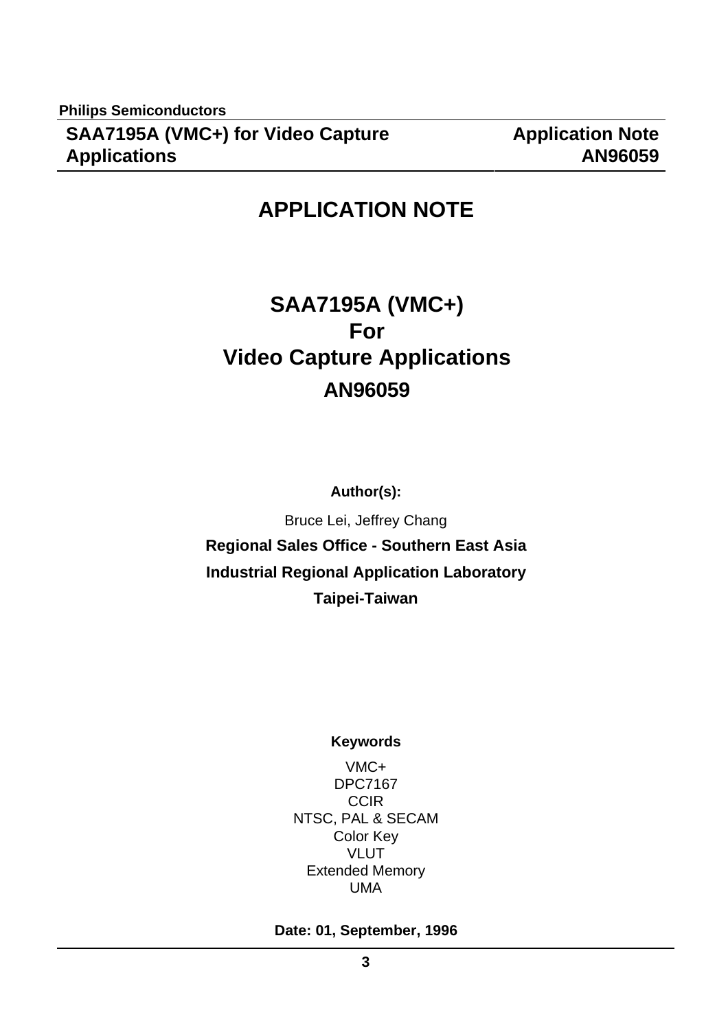# APPLICATION NOTE

## SAA7195A (VMC+)
## For
## Video Capture Applications
## AN96059

**Author(s):**

Bruce Lei, Jeffrey Chang

**Regional Sales Office - Southern East Asia**

**Industrial Regional Application Laboratory**

**Taipei-Taiwan**

**Keywords**

VMC+
DPC7167
CCIR
NTSC, PAL & SECAM
Color Key
VLUT
Extended Memory
UMA

**Date: 01, September, 1996**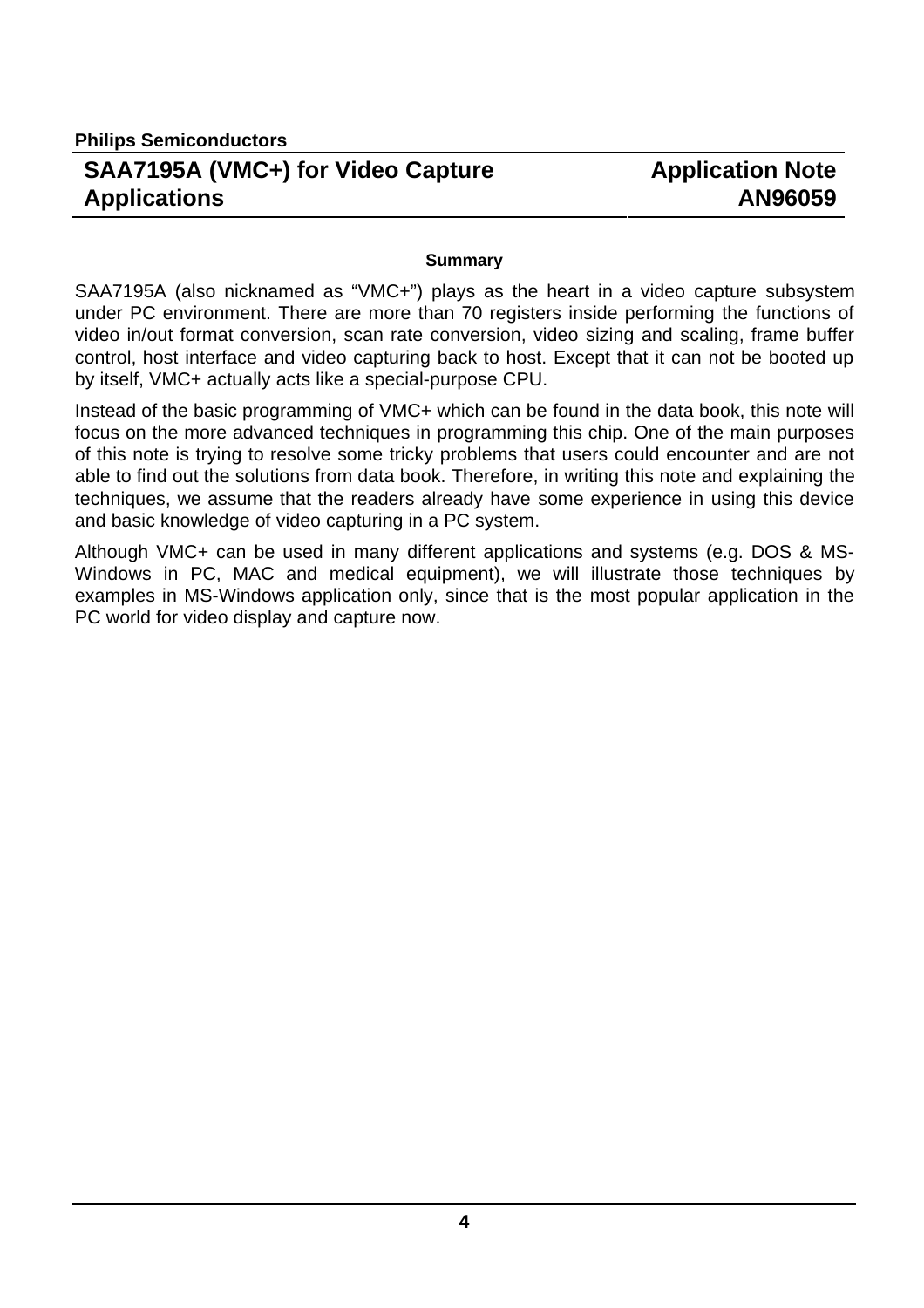## Summary

SAA7195A (also nicknamed as "VMC+") plays as the heart in a video capture subsystem under PC environment. There are more than 70 registers inside performing the functions of video in/out format conversion, scan rate conversion, video sizing and scaling, frame buffer control, host interface and video capturing back to host. Except that it can not be booted up by itself, VMC+ actually acts like a special-purpose CPU.

Instead of the basic programming of VMC+ which can be found in the data book, this note will focus on the more advanced techniques in programming this chip. One of the main purposes of this note is trying to resolve some tricky problems that users could encounter and are not able to find out the solutions from data book. Therefore, in writing this note and explaining the techniques, we assume that the readers already have some experience in using this device and basic knowledge of video capturing in a PC system.

Although VMC+ can be used in many different applications and systems (e.g. DOS & MS-Windows in PC, MAC and medical equipment), we will illustrate those techniques by examples in MS-Windows application only, since that is the most popular application in the PC world for video display and capture now.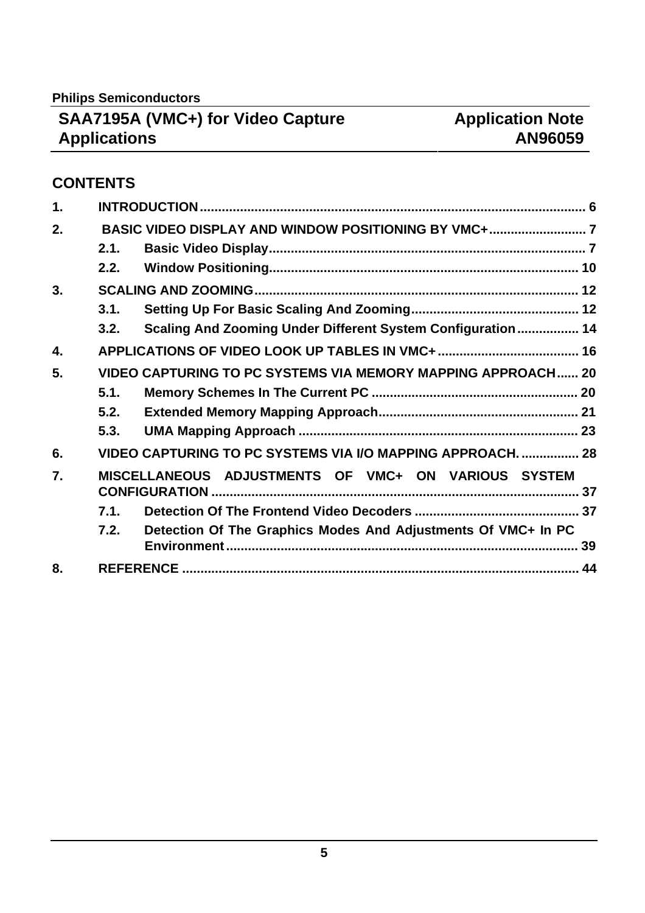## CONTENTS

1. INTRODUCTION ........ 6
2. BASIC VIDEO DISPLAY AND WINDOW POSITIONING BY VMC+ ........ 7
   - 2.1. Basic Video Display ........ 7
   - 2.2. Window Positioning ........ 10
3. SCALING AND ZOOMING ........ 12
   - 3.1. Setting Up For Basic Scaling And Zooming ........ 12
   - 3.2. Scaling And Zooming Under Different System Configuration ........ 14
4. APPLICATIONS OF VIDEO LOOK UP TABLES IN VMC+ ........ 16
5. VIDEO CAPTURING TO PC SYSTEMS VIA MEMORY MAPPING APPROACH ........ 20
   - 5.1. Memory Schemes In The Current PC ........ 20
   - 5.2. Extended Memory Mapping Approach ........ 21
   - 5.3. UMA Mapping Approach ........ 23
6. VIDEO CAPTURING TO PC SYSTEMS VIA I/O MAPPING APPROACH. ........ 28
7. MISCELLANEOUS ADJUSTMENTS OF VMC+ ON VARIOUS SYSTEM CONFIGURATION ........ 37
   - 7.1. Detection Of The Frontend Video Decoders ........ 37
   - 7.2. Detection Of The Graphics Modes And Adjustments Of VMC+ In PC Environment ........ 39
8. REFERENCE ........ 44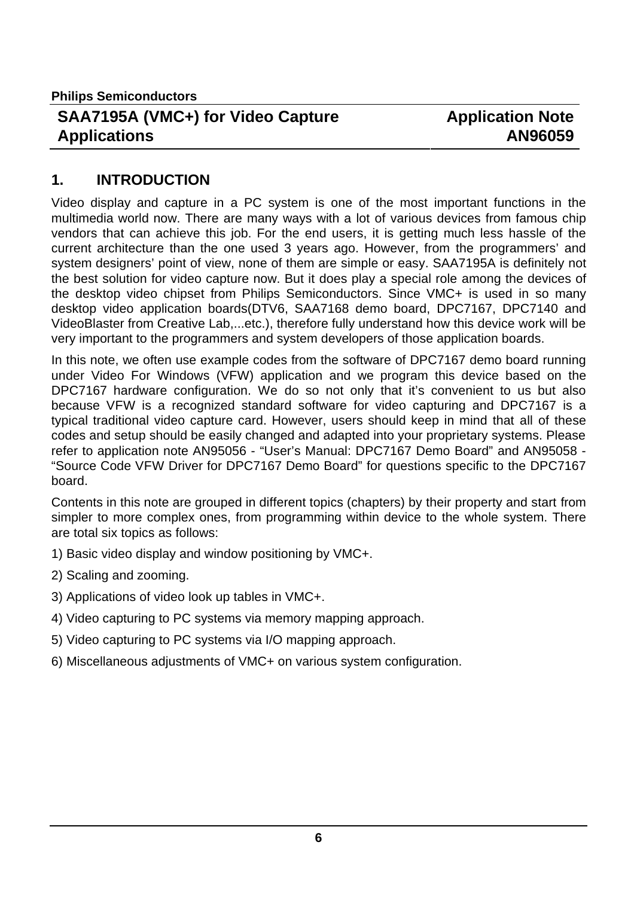# 1. INTRODUCTION

Video display and capture in a PC system is one of the most important functions in the multimedia world now. There are many ways with a lot of various devices from famous chip vendors that can achieve this job. For the end users, it is getting much less hassle of the current architecture than the one used 3 years ago. However, from the programmers' and system designers' point of view, none of them are simple or easy. SAA7195A is definitely not the best solution for video capture now. But it does play a special role among the devices of the desktop video chipset from Philips Semiconductors. Since VMC+ is used in so many desktop video application boards(DTV6, SAA7168 demo board, DPC7167, DPC7140 and VideoBlaster from Creative Lab,...etc.), therefore fully understand how this device work will be very important to the programmers and system developers of those application boards.

In this note, we often use example codes from the software of DPC7167 demo board running under Video For Windows (VFW) application and we program this device based on the DPC7167 hardware configuration. We do so not only that it's convenient to us but also because VFW is a recognized standard software for video capturing and DPC7167 is a typical traditional video capture card. However, users should keep in mind that all of these codes and setup should be easily changed and adapted into your proprietary systems. Please refer to application note AN95056 - "User's Manual: DPC7167 Demo Board" and AN95058 - "Source Code VFW Driver for DPC7167 Demo Board" for questions specific to the DPC7167 board.

Contents in this note are grouped in different topics (chapters) by their property and start from simpler to more complex ones, from programming within device to the whole system. There are total six topics as follows:

1) Basic video display and window positioning by VMC+.

2) Scaling and zooming.

3) Applications of video look up tables in VMC+.

4) Video capturing to PC systems via memory mapping approach.

5) Video capturing to PC systems via I/O mapping approach.

6) Miscellaneous adjustments of VMC+ on various system configuration.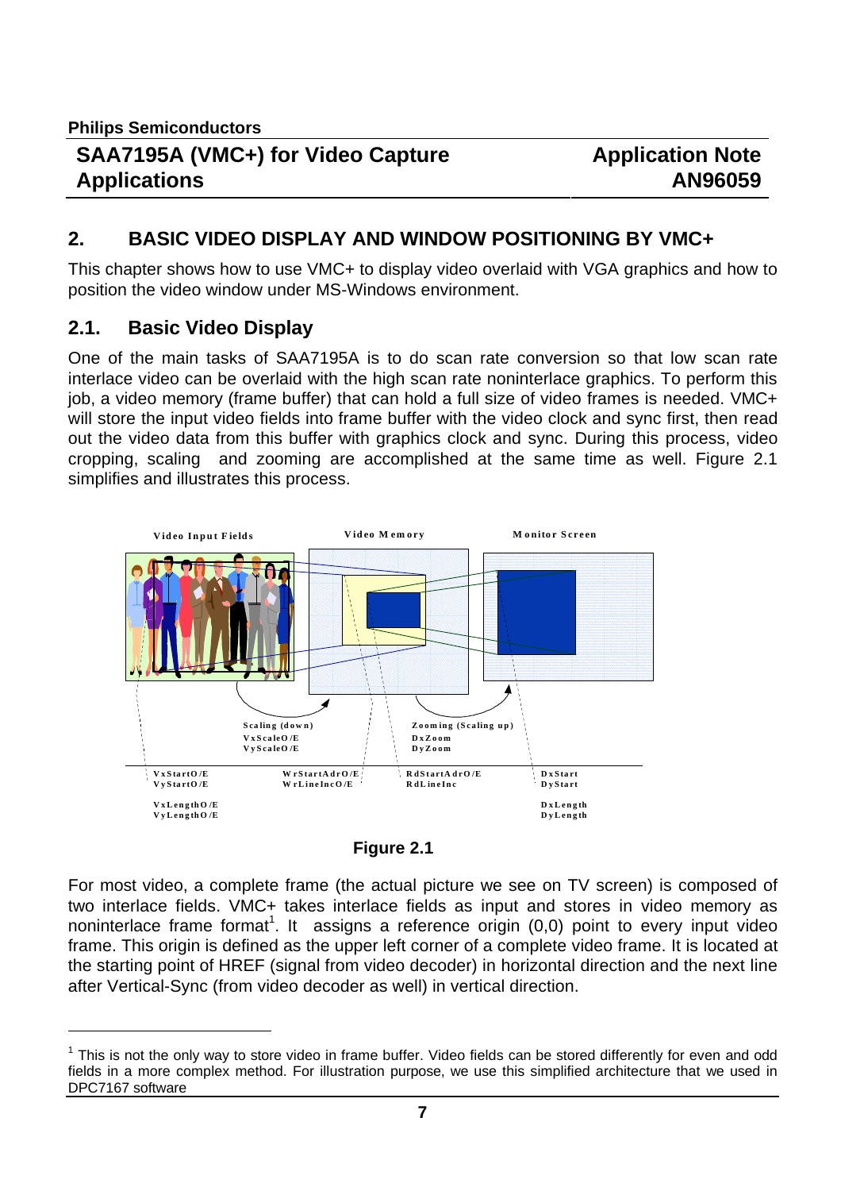## 2. BASIC VIDEO DISPLAY AND WINDOW POSITIONING BY VMC+

This chapter shows how to use VMC+ to display video overlaid with VGA graphics and how to position the video window under MS-Windows environment.

### 2.1. Basic Video Display

One of the main tasks of SAA7195A is to do scan rate conversion so that low scan rate interlace video can be overlaid with the high scan rate noninterlace graphics. To perform this job, a video memory (frame buffer) that can hold a full size of video frames is needed. VMC+ will store the input video fields into frame buffer with the video clock and sync first, then read out the video data from this buffer with graphics clock and sync. During this process, video cropping, scaling and zooming are accomplished at the same time as well. Figure 2.1 simplifies and illustrates this process.

Video Input Fields | Video Memory | Monitor Screen

Scaling (down): VxScaleO/E, VyScaleO/E

Zooming (Scaling up): DxZoom, DyZoom

VxStartO/E, VyStartO/E — WrStartAdrO/E, WrLineIncO/E — RdStartAdrO/E, RdLineInc — DxStart, DyStart

VxLengthO/E, VyLengthO/E — DxLength, DyLength

**Figure 2.1**

For most video, a complete frame (the actual picture we see on TV screen) is composed of two interlace fields. VMC+ takes interlace fields as input and stores in video memory as noninterlace frame format[1]. It assigns a reference origin (0,0) point to every input video frame. This origin is defined as the upper left corner of a complete video frame. It is located at the starting point of HREF (signal from video decoder) in horizontal direction and the next line after Vertical-Sync (from video decoder as well) in vertical direction.

[1] This is not the only way to store video in frame buffer. Video fields can be stored differently for even and odd fields in a more complex method. For illustration purpose, we use this simplified architecture that we used in DPC7167 software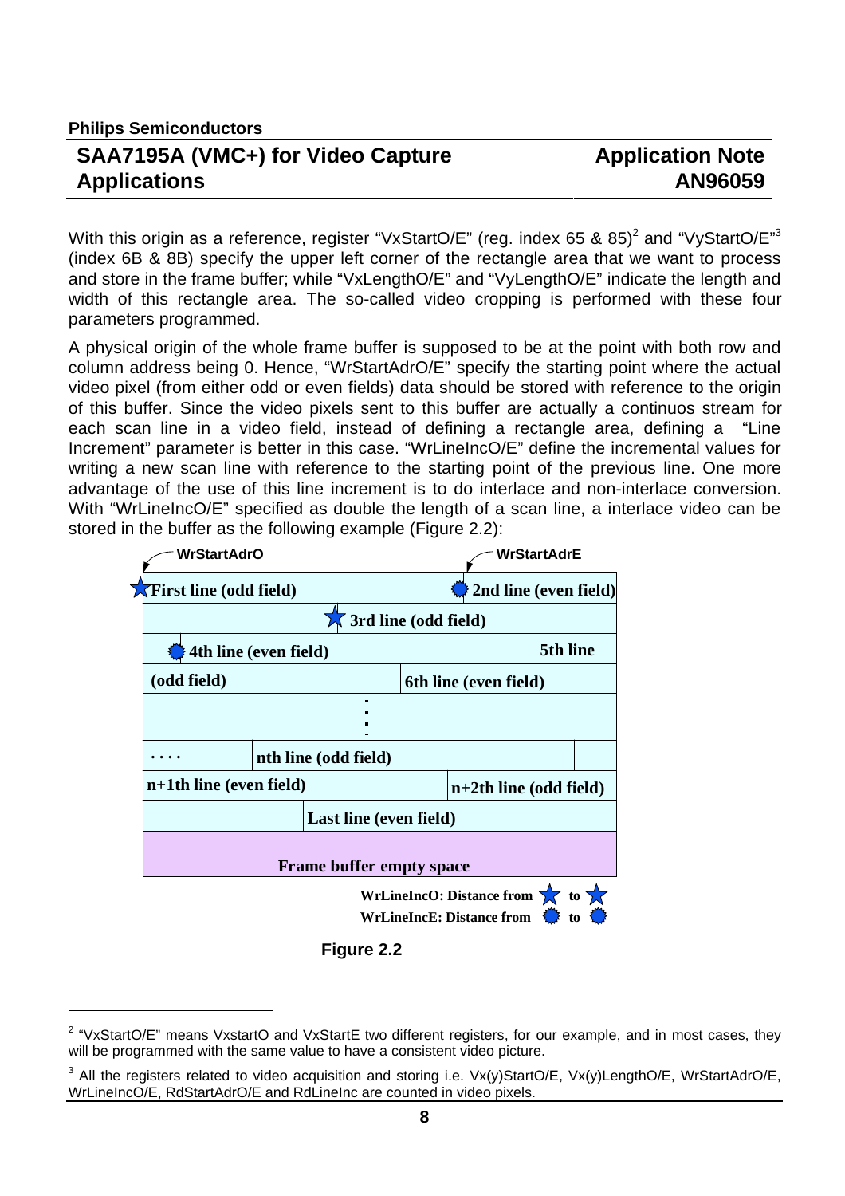With this origin as a reference, register "VxStartO/E" (reg. index 65 & 85)[2] and "VyStartO/E"[3] (index 6B & 8B) specify the upper left corner of the rectangle area that we want to process and store in the frame buffer; while "VxLengthO/E" and "VyLengthO/E" indicate the length and width of this rectangle area. The so-called video cropping is performed with these four parameters programmed.

A physical origin of the whole frame buffer is supposed to be at the point with both row and column address being 0. Hence, "WrStartAdrO/E" specify the starting point where the actual video pixel (from either odd or even fields) data should be stored with reference to the origin of this buffer. Since the video pixels sent to this buffer are actually a continuos stream for each scan line in a video field, instead of defining a rectangle area, defining a "Line Increment" parameter is better in this case. "WrLineIncO/E" define the incremental values for writing a new scan line with reference to the starting point of the previous line. One more advantage of the use of this line increment is to do interlace and non-interlace conversion. With "WrLineIncO/E" specified as double the length of a scan line, a interlace video can be stored in the buffer as the following example (Figure 2.2):

WrStartAdrO WrStartAdrE

First line (odd field) 2nd line (even field)

3rd line (odd field)

4th line (even field) 5th line

(odd field) 6th line (even field)

....

nth line (odd field)

n+1th line (even field) n+2th line (odd field)

Last line (even field)

Frame buffer empty space

WrLineIncO: Distance from ★ to ★

WrLineIncE: Distance from ● to ●

**Figure 2.2**

---

[2] "VxStartO/E" means VxstartO and VxStartE two different registers, for our example, and in most cases, they will be programmed with the same value to have a consistent video picture.

[3] All the registers related to video acquisition and storing i.e. Vx(y)StartO/E, Vx(y)LengthO/E, WrStartAdrO/E, WrLineIncO/E, RdStartAdrO/E and RdLineInc are counted in video pixels.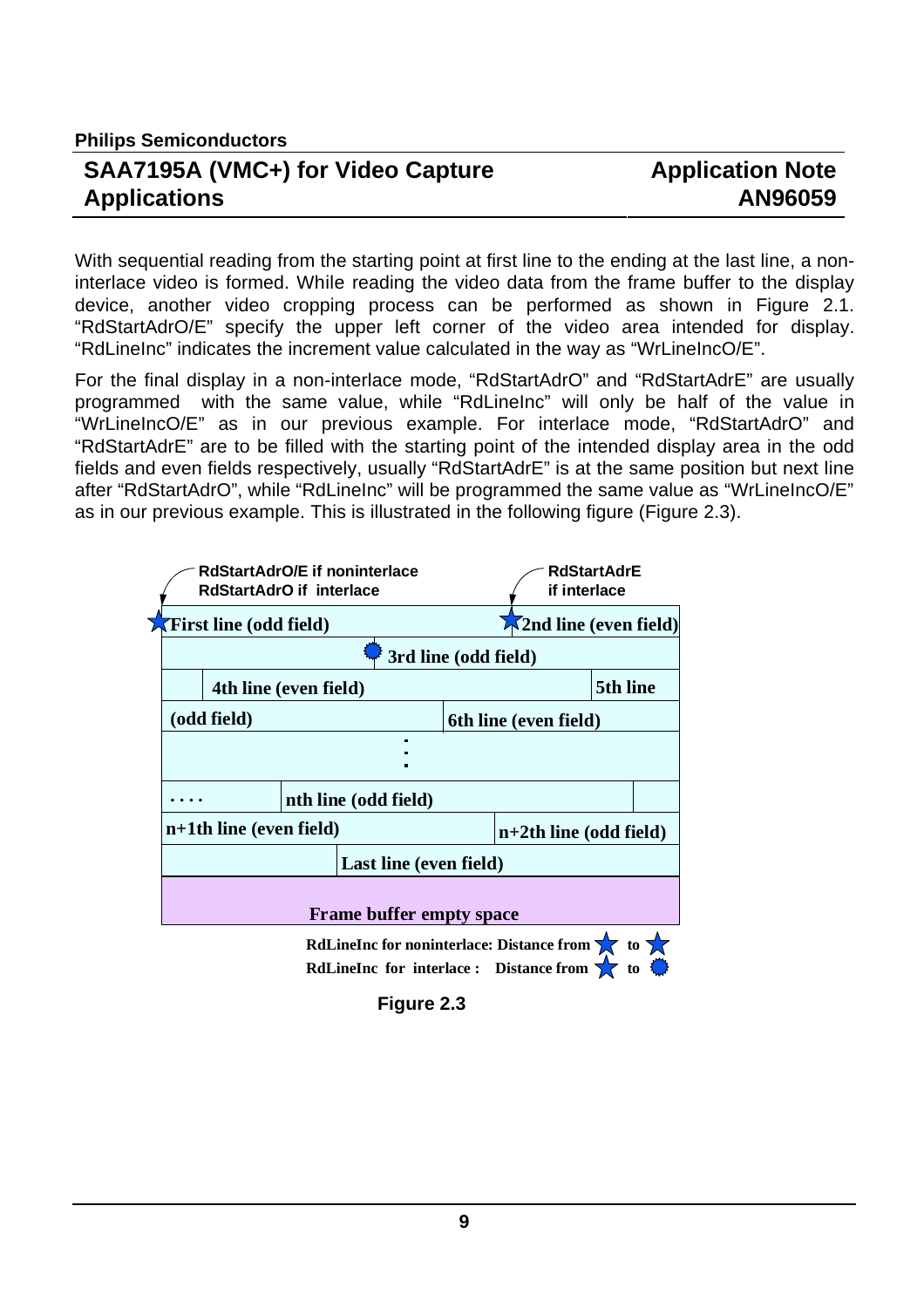With sequential reading from the starting point at first line to the ending at the last line, a non-interlace video is formed. While reading the video data from the frame buffer to the display device, another video cropping process can be performed as shown in Figure 2.1. “RdStartAdrO/E” specify the upper left corner of the video area intended for display. “RdLineInc” indicates the increment value calculated in the way as “WrLineIncO/E”.

For the final display in a non-interlace mode, “RdStartAdrO” and “RdStartAdrE” are usually programmed with the same value, while “RdLineInc” will only be half of the value in “WrLineIncO/E” as in our previous example. For interlace mode, “RdStartAdrO” and “RdStartAdrE” are to be filled with the starting point of the intended display area in the odd fields and even fields respectively, usually “RdStartAdrE” is at the same position but next line after “RdStartAdrO”, while “RdLineInc” will be programmed the same value as “WrLineIncO/E” as in our previous example. This is illustrated in the following figure (Figure 2.3).

RdStartAdrO/E if noninterlace
RdStartAdrO if interlace

RdStartAdrE
if interlace

First line (odd field) | 2nd line (even field)
3rd line (odd field)
4th line (even field) | 5th line
(odd field) | 6th line (even field)
⋮
.... | nth line (odd field)
n+1th line (even field) | n+2th line (odd field)
Last line (even field)

Frame buffer empty space

RdLineInc for noninterlace: Distance from ★ to ★
RdLineInc for interlace : Distance from ★ to ●

Figure 2.3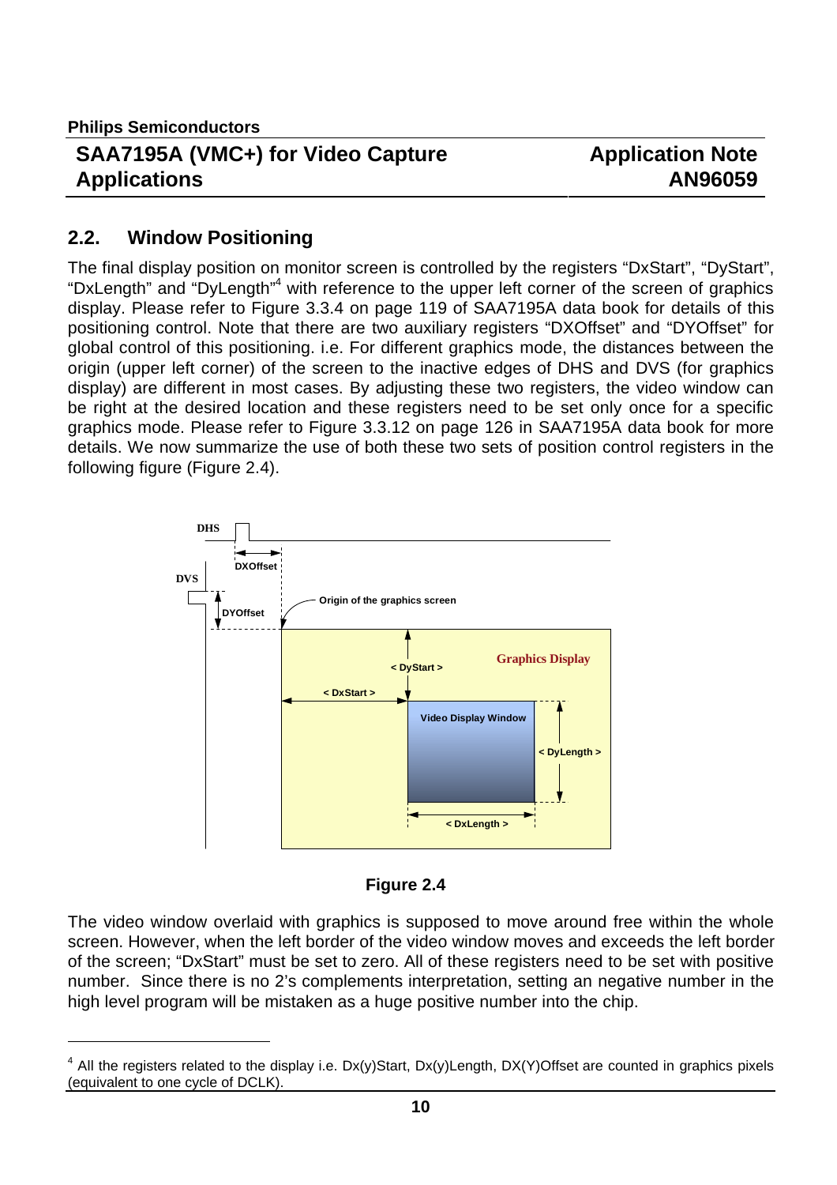## 2.2. Window Positioning

The final display position on monitor screen is controlled by the registers “DxStart”, “DyStart”, “DxLength” and “DyLength”[4] with reference to the upper left corner of the screen of graphics display. Please refer to Figure 3.3.4 on page 119 of SAA7195A data book for details of this positioning control. Note that there are two auxiliary registers “DXOffset” and “DYOffset” for global control of this positioning. i.e. For different graphics mode, the distances between the origin (upper left corner) of the screen to the inactive edges of DHS and DVS (for graphics display) are different in most cases. By adjusting these two registers, the video window can be right at the desired location and these registers need to be set only once for a specific graphics mode. Please refer to Figure 3.3.12 on page 126 in SAA7195A data book for more details. We now summarize the use of both these two sets of position control registers in the following figure (Figure 2.4).

DHS

DXOffset

DVS

DYOffset

Origin of the graphics screen

< DyStart >

Graphics Display

< DxStart >

Video Display Window

< DyLength >

< DxLength >

**Figure 2.4**

The video window overlaid with graphics is supposed to move around free within the whole screen. However, when the left border of the video window moves and exceeds the left border of the screen; “DxStart” must be set to zero. All of these registers need to be set with positive number. Since there is no 2’s complements interpretation, setting an negative number in the high level program will be mistaken as a huge positive number into the chip.

---

[4] All the registers related to the display i.e. Dx(y)Start, Dx(y)Length, DX(Y)Offset are counted in graphics pixels (equivalent to one cycle of DCLK).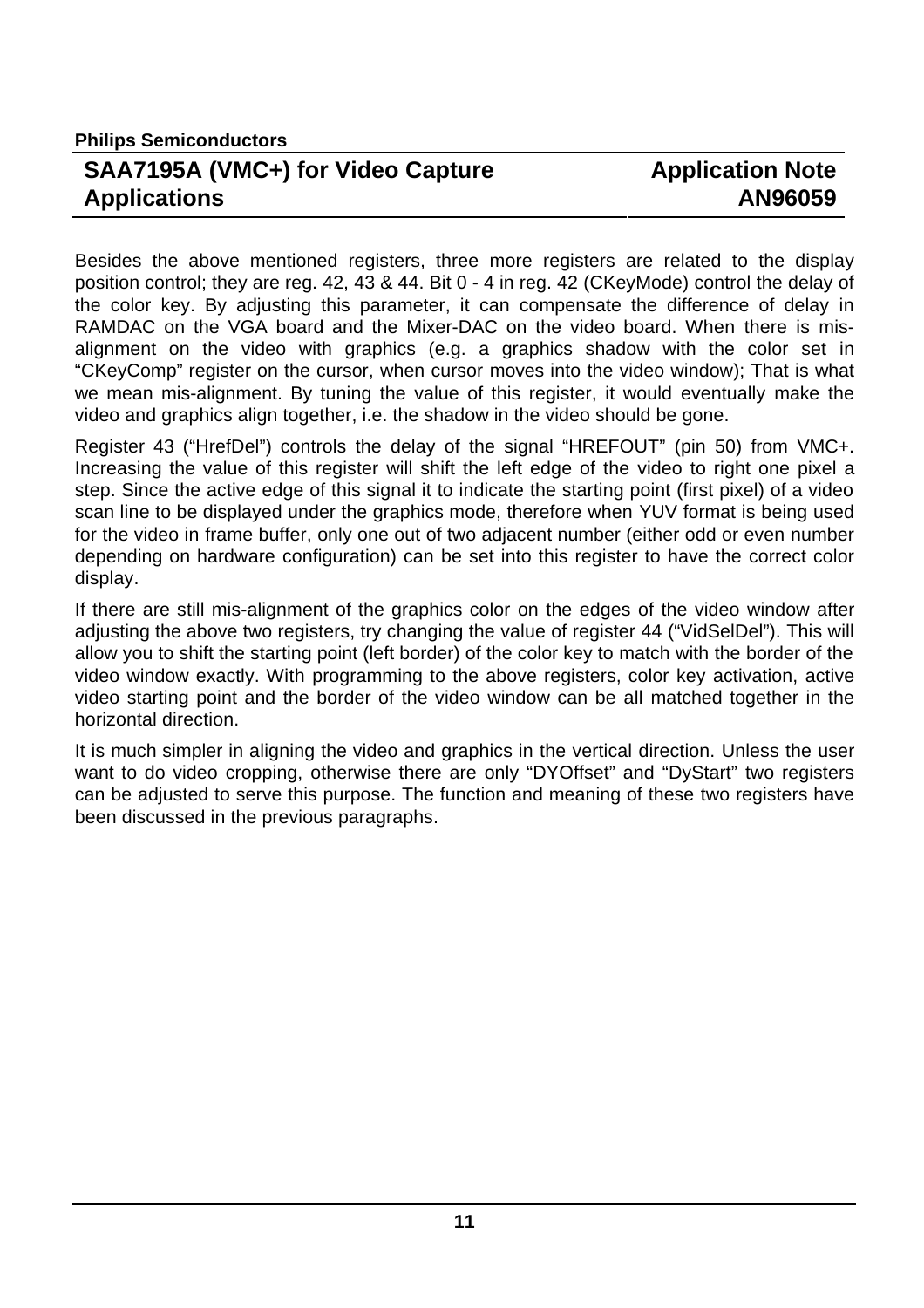Besides the above mentioned registers, three more registers are related to the display position control; they are reg. 42, 43 & 44. Bit 0 - 4 in reg. 42 (CKeyMode) control the delay of the color key. By adjusting this parameter, it can compensate the difference of delay in RAMDAC on the VGA board and the Mixer-DAC on the video board. When there is mis-alignment on the video with graphics (e.g. a graphics shadow with the color set in “CKeyComp” register on the cursor, when cursor moves into the video window); That is what we mean mis-alignment. By tuning the value of this register, it would eventually make the video and graphics align together, i.e. the shadow in the video should be gone.

Register 43 (“HrefDel”) controls the delay of the signal “HREFOUT” (pin 50) from VMC+. Increasing the value of this register will shift the left edge of the video to right one pixel a step. Since the active edge of this signal it to indicate the starting point (first pixel) of a video scan line to be displayed under the graphics mode, therefore when YUV format is being used for the video in frame buffer, only one out of two adjacent number (either odd or even number depending on hardware configuration) can be set into this register to have the correct color display.

If there are still mis-alignment of the graphics color on the edges of the video window after adjusting the above two registers, try changing the value of register 44 (“VidSelDel”). This will allow you to shift the starting point (left border) of the color key to match with the border of the video window exactly. With programming to the above registers, color key activation, active video starting point and the border of the video window can be all matched together in the horizontal direction.

It is much simpler in aligning the video and graphics in the vertical direction. Unless the user want to do video cropping, otherwise there are only “DYOffset” and “DyStart” two registers can be adjusted to serve this purpose. The function and meaning of these two registers have been discussed in the previous paragraphs.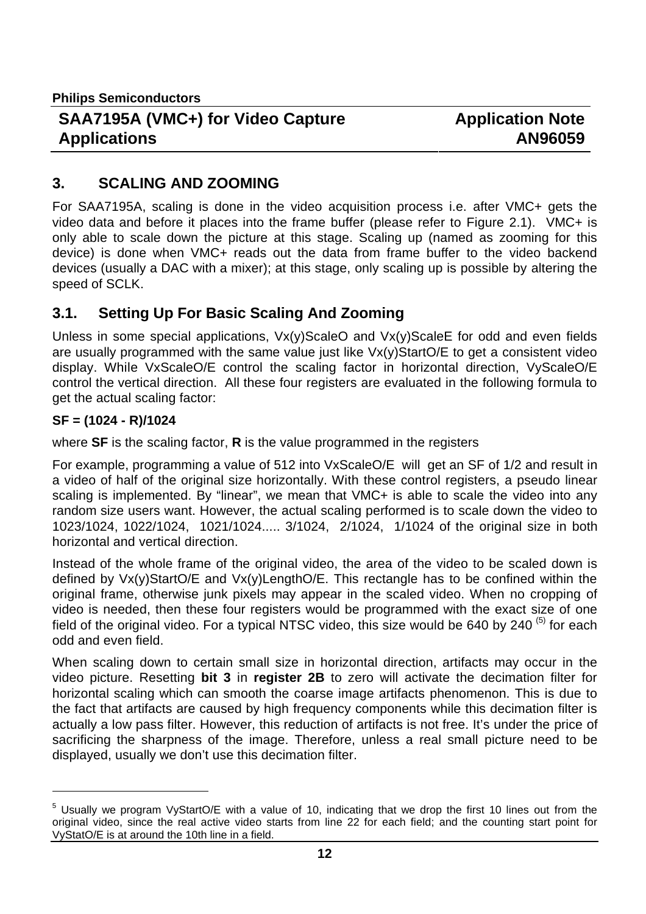## 3. SCALING AND ZOOMING

For SAA7195A, scaling is done in the video acquisition process i.e. after VMC+ gets the video data and before it places into the frame buffer (please refer to Figure 2.1). VMC+ is only able to scale down the picture at this stage. Scaling up (named as zooming for this device) is done when VMC+ reads out the data from frame buffer to the video backend devices (usually a DAC with a mixer); at this stage, only scaling up is possible by altering the speed of SCLK.

### 3.1. Setting Up For Basic Scaling And Zooming

Unless in some special applications, Vx(y)ScaleO and Vx(y)ScaleE for odd and even fields are usually programmed with the same value just like Vx(y)StartO/E to get a consistent video display. While VxScaleO/E control the scaling factor in horizontal direction, VyScaleO/E control the vertical direction. All these four registers are evaluated in the following formula to get the actual scaling factor:

**SF = (1024 - R)/1024**

where **SF** is the scaling factor, **R** is the value programmed in the registers

For example, programming a value of 512 into VxScaleO/E will get an SF of 1/2 and result in a video of half of the original size horizontally. With these control registers, a pseudo linear scaling is implemented. By "linear", we mean that VMC+ is able to scale the video into any random size users want. However, the actual scaling performed is to scale down the video to 1023/1024, 1022/1024, 1021/1024..... 3/1024, 2/1024, 1/1024 of the original size in both horizontal and vertical direction.

Instead of the whole frame of the original video, the area of the video to be scaled down is defined by Vx(y)StartO/E and Vx(y)LengthO/E. This rectangle has to be confined within the original frame, otherwise junk pixels may appear in the scaled video. When no cropping of video is needed, then these four registers would be programmed with the exact size of one field of the original video. For a typical NTSC video, this size would be 640 by 240 [5] for each odd and even field.

When scaling down to certain small size in horizontal direction, artifacts may occur in the video picture. Resetting **bit 3** in **register 2B** to zero will activate the decimation filter for horizontal scaling which can smooth the coarse image artifacts phenomenon. This is due to the fact that artifacts are caused by high frequency components while this decimation filter is actually a low pass filter. However, this reduction of artifacts is not free. It's under the price of sacrificing the sharpness of the image. Therefore, unless a real small picture need to be displayed, usually we don't use this decimation filter.

---

[5] Usually we program VyStartO/E with a value of 10, indicating that we drop the first 10 lines out from the original video, since the real active video starts from line 22 for each field; and the counting start point for VyStatO/E is at around the 10th line in a field.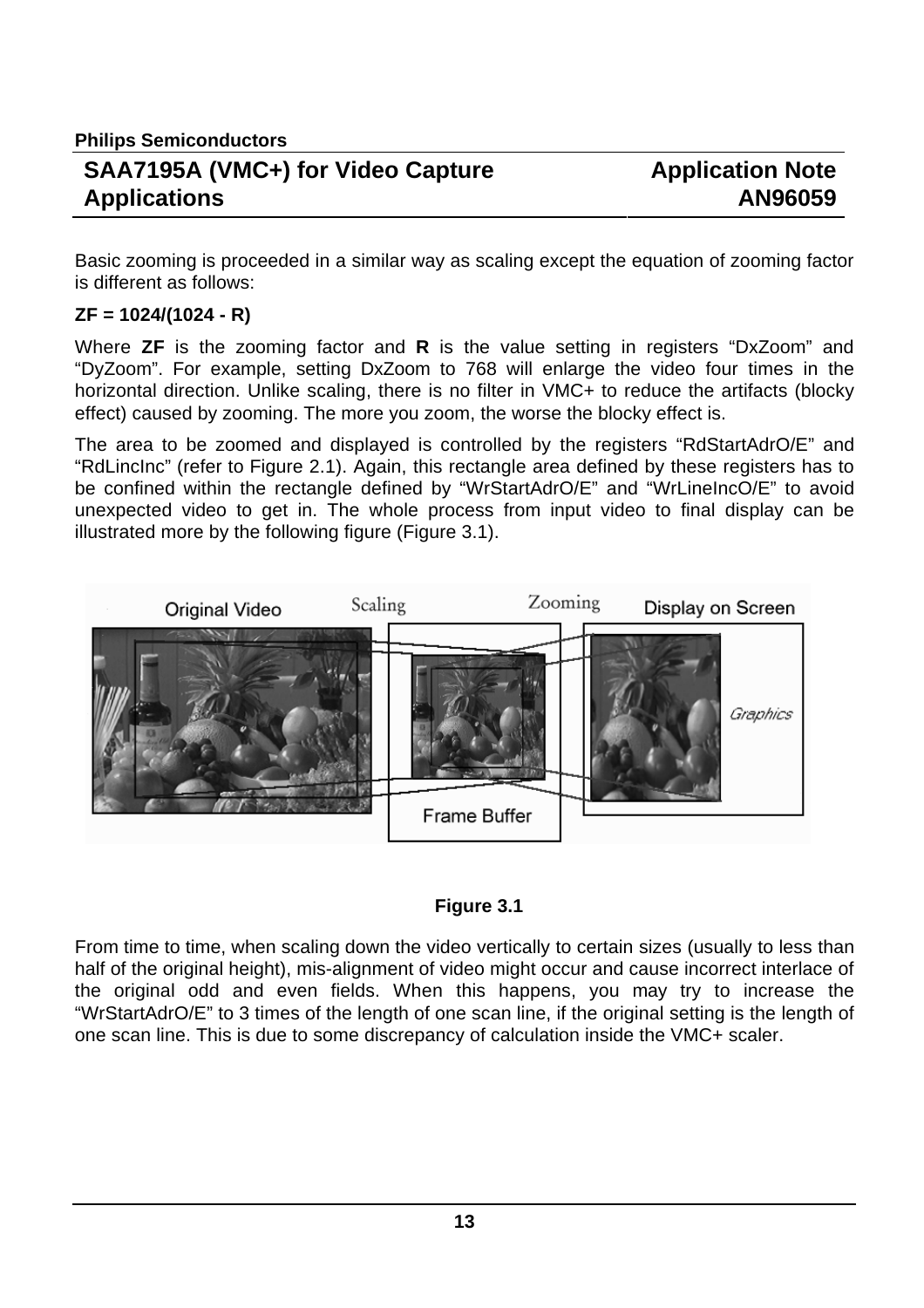Basic zooming is proceeded in a similar way as scaling except the equation of zooming factor is different as follows:

**ZF = 1024/(1024 - R)**

Where **ZF** is the zooming factor and **R** is the value setting in registers “DxZoom” and “DyZoom”. For example, setting DxZoom to 768 will enlarge the video four times in the horizontal direction. Unlike scaling, there is no filter in VMC+ to reduce the artifacts (blocky effect) caused by zooming. The more you zoom, the worse the blocky effect is.

The area to be zoomed and displayed is controlled by the registers “RdStartAdrO/E” and “RdLincInc” (refer to Figure 2.1). Again, this rectangle area defined by these registers has to be confined within the rectangle defined by “WrStartAdrO/E” and “WrLineIncO/E” to avoid unexpected video to get in. The whole process from input video to final display can be illustrated more by the following figure (Figure 3.1).

**Figure 3.1**

From time to time, when scaling down the video vertically to certain sizes (usually to less than half of the original height), mis-alignment of video might occur and cause incorrect interlace of the original odd and even fields. When this happens, you may try to increase the “WrStartAdrO/E” to 3 times of the length of one scan line, if the original setting is the length of one scan line. This is due to some discrepancy of calculation inside the VMC+ scaler.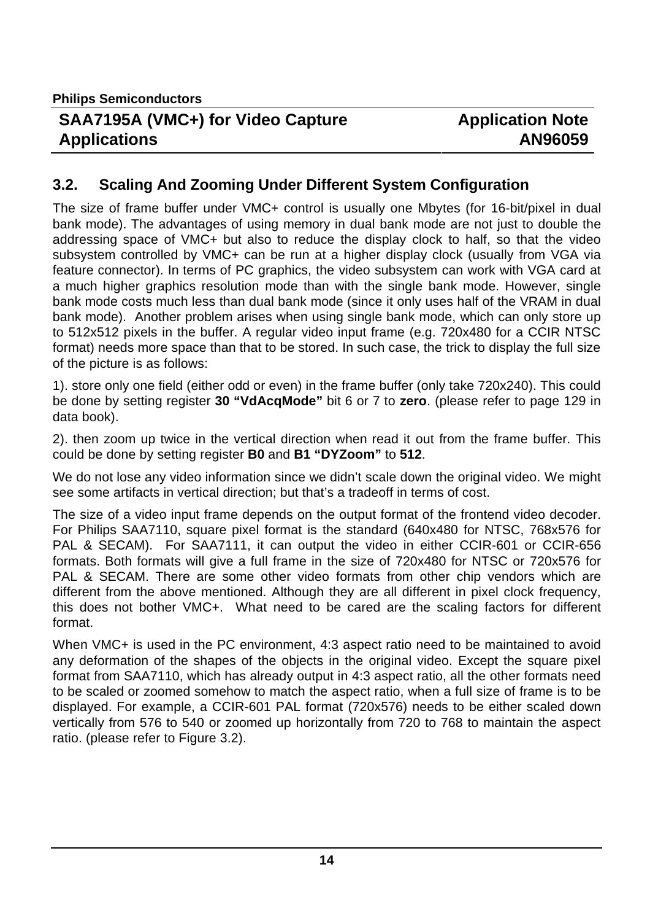## 3.2. Scaling And Zooming Under Different System Configuration

The size of frame buffer under VMC+ control is usually one Mbytes (for 16-bit/pixel in dual bank mode). The advantages of using memory in dual bank mode are not just to double the addressing space of VMC+ but also to reduce the display clock to half, so that the video subsystem controlled by VMC+ can be run at a higher display clock (usually from VGA via feature connector). In terms of PC graphics, the video subsystem can work with VGA card at a much higher graphics resolution mode than with the single bank mode. However, single bank mode costs much less than dual bank mode (since it only uses half of the VRAM in dual bank mode). Another problem arises when using single bank mode, which can only store up to 512x512 pixels in the buffer. A regular video input frame (e.g. 720x480 for a CCIR NTSC format) needs more space than that to be stored. In such case, the trick to display the full size of the picture is as follows:

1). store only one field (either odd or even) in the frame buffer (only take 720x240). This could be done by setting register **30 "VdAcqMode"** bit 6 or 7 to **zero**. (please refer to page 129 in data book).

2). then zoom up twice in the vertical direction when read it out from the frame buffer. This could be done by setting register **B0** and **B1 "DYZoom"** to **512**.

We do not lose any video information since we didn't scale down the original video. We might see some artifacts in vertical direction; but that's a tradeoff in terms of cost.

The size of a video input frame depends on the output format of the frontend video decoder. For Philips SAA7110, square pixel format is the standard (640x480 for NTSC, 768x576 for PAL & SECAM). For SAA7111, it can output the video in either CCIR-601 or CCIR-656 formats. Both formats will give a full frame in the size of 720x480 for NTSC or 720x576 for PAL & SECAM. There are some other video formats from other chip vendors which are different from the above mentioned. Although they are all different in pixel clock frequency, this does not bother VMC+. What need to be cared are the scaling factors for different format.

When VMC+ is used in the PC environment, 4:3 aspect ratio need to be maintained to avoid any deformation of the shapes of the objects in the original video. Except the square pixel format from SAA7110, which has already output in 4:3 aspect ratio, all the other formats need to be scaled or zoomed somehow to match the aspect ratio, when a full size of frame is to be displayed. For example, a CCIR-601 PAL format (720x576) needs to be either scaled down vertically from 576 to 540 or zoomed up horizontally from 720 to 768 to maintain the aspect ratio. (please refer to Figure 3.2).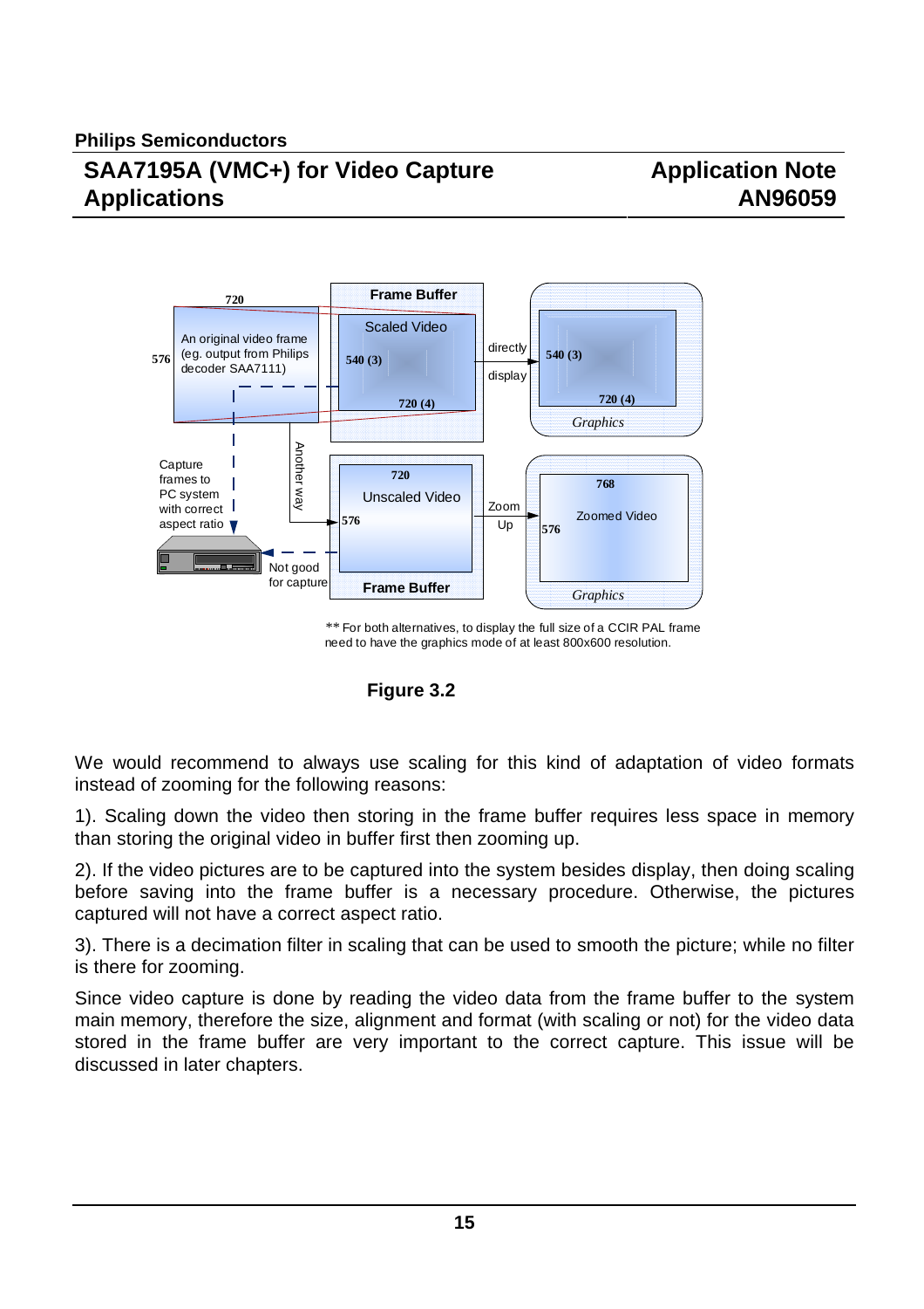** For both alternatives, to display the full size of a CCIR PAL frame need to have the graphics mode of at least 800x600 resolution.

**Figure 3.2**

We would recommend to always use scaling for this kind of adaptation of video formats instead of zooming for the following reasons:

1). Scaling down the video then storing in the frame buffer requires less space in memory than storing the original video in buffer first then zooming up.

2). If the video pictures are to be captured into the system besides display, then doing scaling before saving into the frame buffer is a necessary procedure. Otherwise, the pictures captured will not have a correct aspect ratio.

3). There is a decimation filter in scaling that can be used to smooth the picture; while no filter is there for zooming.

Since video capture is done by reading the video data from the frame buffer to the system main memory, therefore the size, alignment and format (with scaling or not) for the video data stored in the frame buffer are very important to the correct capture. This issue will be discussed in later chapters.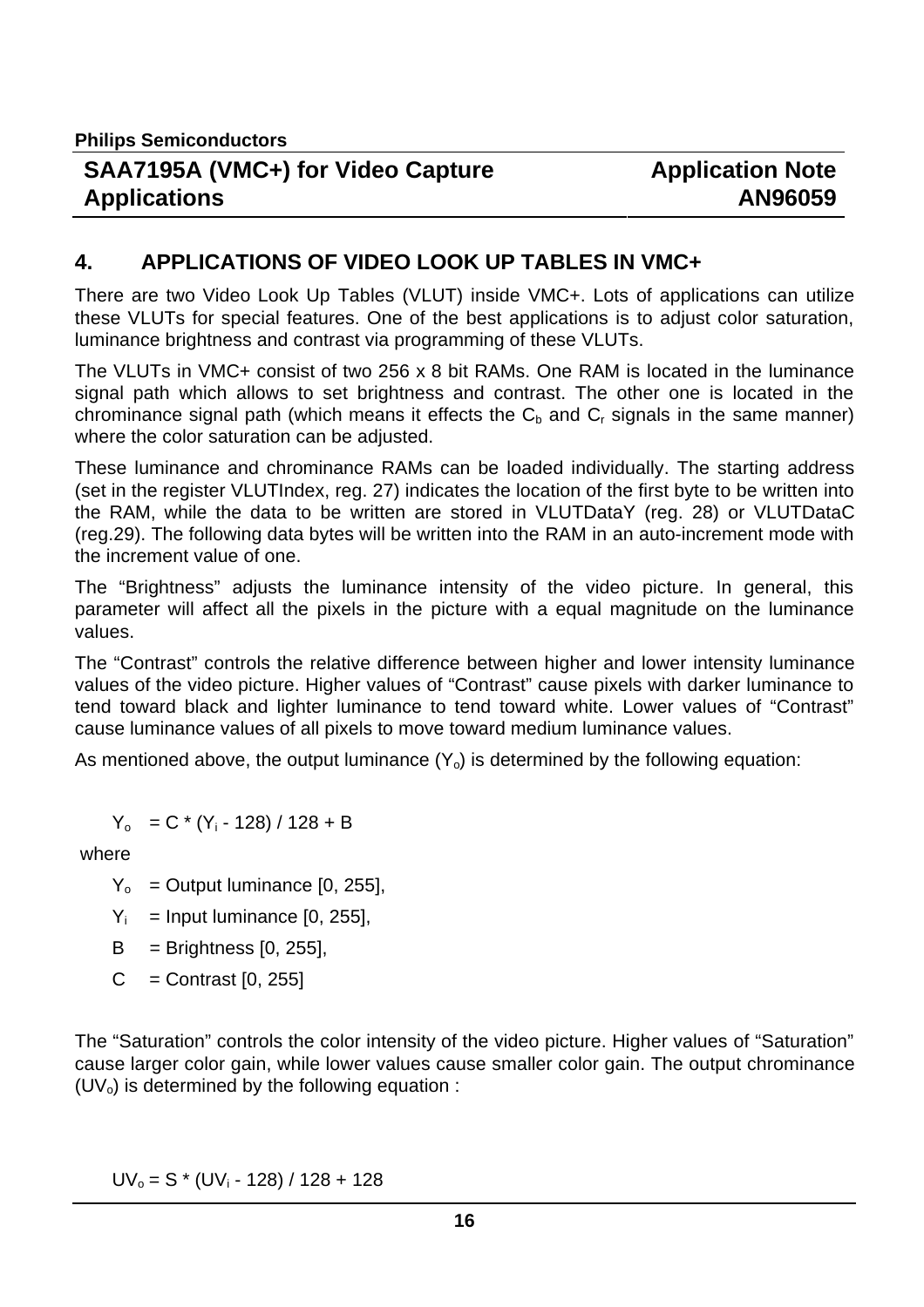## 4. APPLICATIONS OF VIDEO LOOK UP TABLES IN VMC+

There are two Video Look Up Tables (VLUT) inside VMC+. Lots of applications can utilize these VLUTs for special features. One of the best applications is to adjust color saturation, luminance brightness and contrast via programming of these VLUTs.

The VLUTs in VMC+ consist of two 256 x 8 bit RAMs. One RAM is located in the luminance signal path which allows to set brightness and contrast. The other one is located in the chrominance signal path (which means it effects the $C_b$ and $C_r$ signals in the same manner) where the color saturation can be adjusted.

These luminance and chrominance RAMs can be loaded individually. The starting address (set in the register VLUTIndex, reg. 27) indicates the location of the first byte to be written into the RAM, while the data to be written are stored in VLUTDataY (reg. 28) or VLUTDataC (reg.29). The following data bytes will be written into the RAM in an auto-increment mode with the increment value of one.

The "Brightness" adjusts the luminance intensity of the video picture. In general, this parameter will affect all the pixels in the picture with a equal magnitude on the luminance values.

The "Contrast" controls the relative difference between higher and lower intensity luminance values of the video picture. Higher values of "Contrast" cause pixels with darker luminance to tend toward black and lighter luminance to tend toward white. Lower values of "Contrast" cause luminance values of all pixels to move toward medium luminance values.

As mentioned above, the output luminance ($Y_o$) is determined by the following equation:

$$Y_o = C * (Y_i - 128) / 128 + B$$

where

$Y_o$ = Output luminance [0, 255],

$Y_i$ = Input luminance [0, 255],

$B$ = Brightness [0, 255],

$C$ = Contrast [0, 255]

The "Saturation" controls the color intensity of the video picture. Higher values of "Saturation" cause larger color gain, while lower values cause smaller color gain. The output chrominance ($UV_o$) is determined by the following equation :

$$UV_o = S * (UV_i - 128) / 128 + 128$$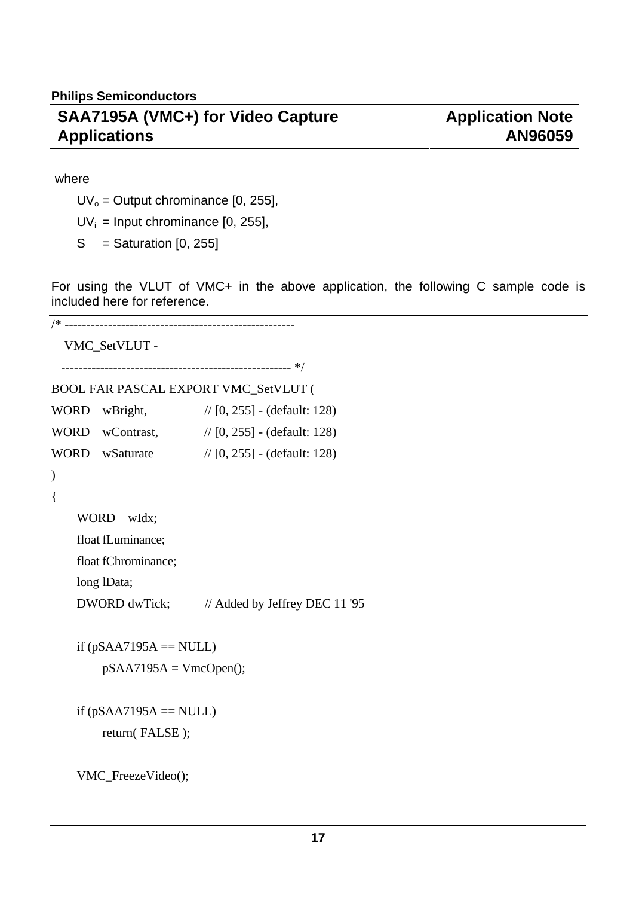where

$UV_o$ = Output chrominance [0, 255],

$UV_i$ = Input chrominance [0, 255],

S = Saturation [0, 255]

For using the VLUT of VMC+ in the above application, the following C sample code is included here for reference.

```
/* -----------------------------------------------------
   VMC_SetVLUT -
   ----------------------------------------------------- */
BOOL FAR PASCAL EXPORT VMC_SetVLUT (
WORD    wBright,            // [0, 255] - (default: 128)
WORD    wContrast,          // [0, 255] - (default: 128)
WORD    wSaturate           // [0, 255] - (default: 128)
)
{
      WORD    wIdx;
      float fLuminance;
      float fChrominance;
      long lData;
      DWORD dwTick;         // Added by Jeffrey DEC 11 '95

      if (pSAA7195A == NULL)
            pSAA7195A = VmcOpen();

      if (pSAA7195A == NULL)
            return( FALSE );

      VMC_FreezeVideo();
```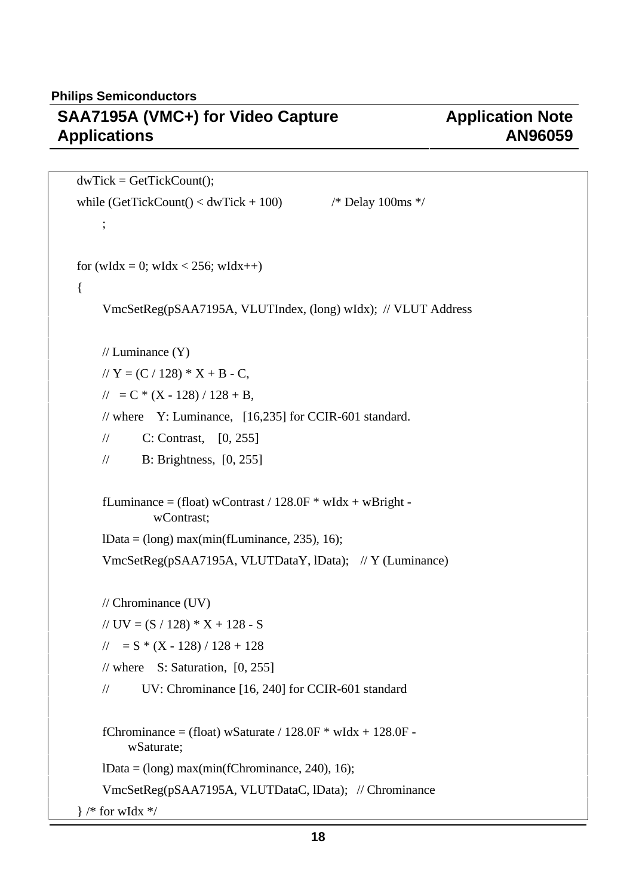```
dwTick = GetTickCount();
while (GetTickCount() < dwTick + 100)          /* Delay 100ms */
    ;

for (wIdx = 0; wIdx < 256; wIdx++)
{
    VmcSetReg(pSAA7195A, VLUTIndex, (long) wIdx);  // VLUT Address

    // Luminance (Y)
    // Y = (C / 128) * X + B - C,
    //   = C * (X - 128) / 128 + B,
    // where    Y: Luminance,   [16,235] for CCIR-601 standard.
    //          C: Contrast,    [0, 255]
    //          B: Brightness,  [0, 255]

    fLuminance = (float) wContrast / 128.0F * wIdx + wBright -
                wContrast;
    lData = (long) max(min(fLuminance, 235), 16);
    VmcSetReg(pSAA7195A, VLUTDataY, lData);    // Y (Luminance)

    // Chrominance (UV)
    // UV = (S / 128) * X + 128 - S
    //    = S * (X - 128) / 128 + 128
    // where    S: Saturation,  [0, 255]
    //          UV: Chrominance [16, 240] for CCIR-601 standard

    fChrominance = (float) wSaturate / 128.0F * wIdx + 128.0F -
            wSaturate;
    lData = (long) max(min(fChrominance, 240), 16);
    VmcSetReg(pSAA7195A, VLUTDataC, lData);   // Chrominance
} /* for wIdx */
```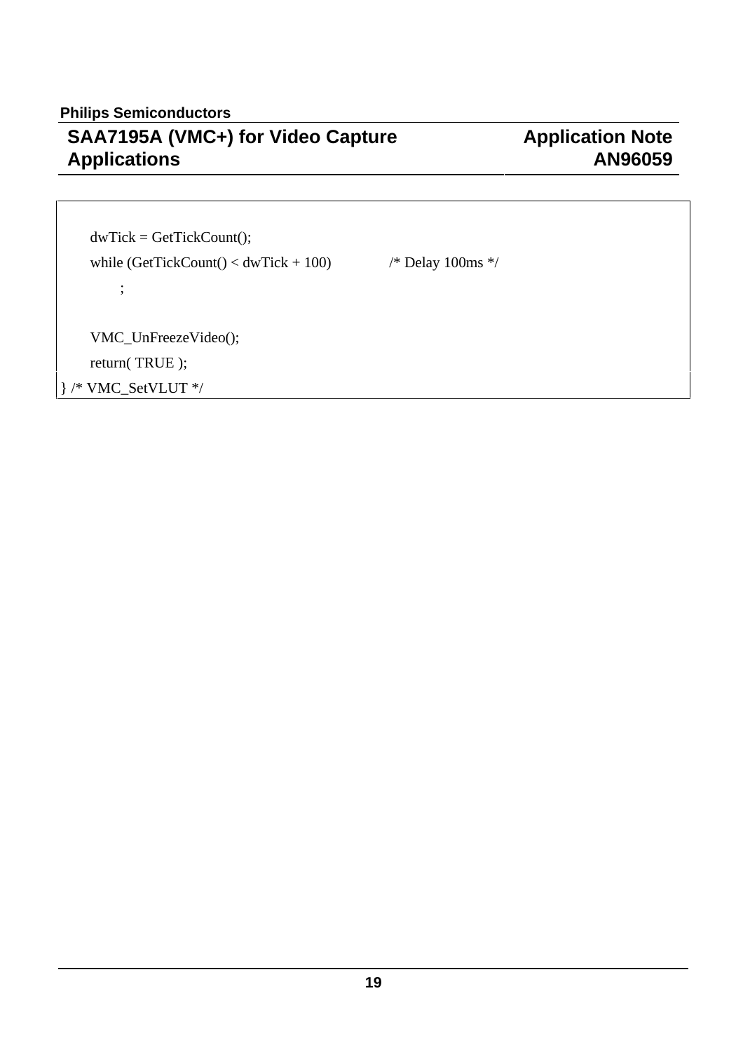```
    dwTick = GetTickCount();
    while (GetTickCount() < dwTick + 100)          /* Delay 100ms */
        ;

    VMC_UnFreezeVideo();
    return( TRUE );
} /* VMC_SetVLUT */
```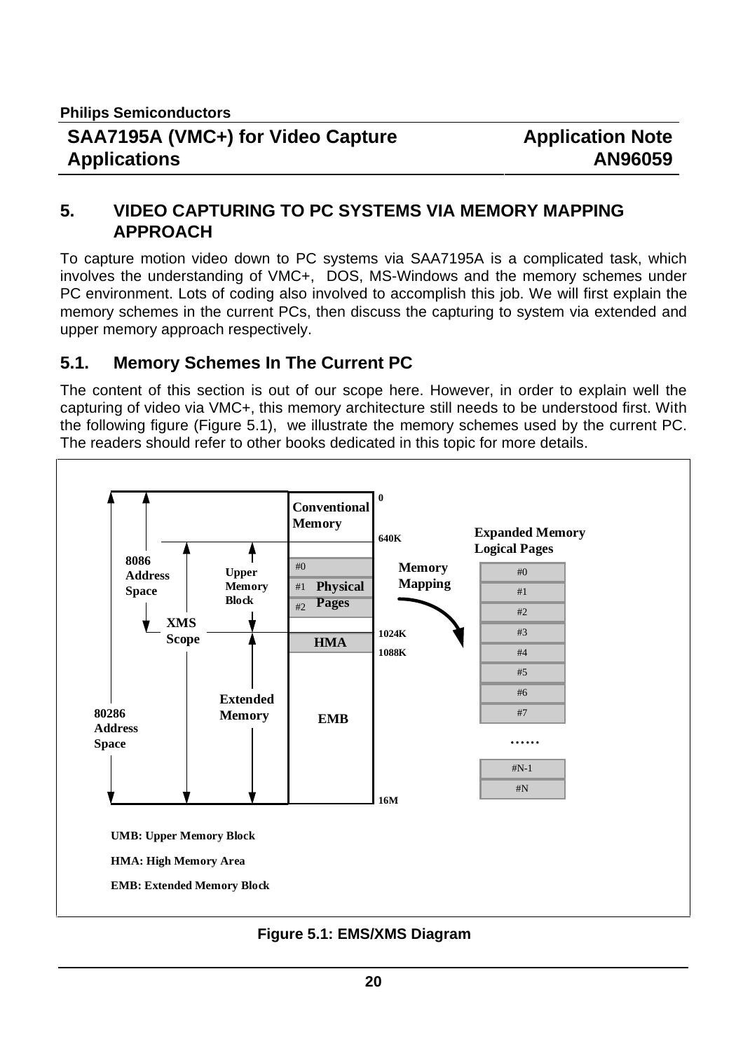## 5. VIDEO CAPTURING TO PC SYSTEMS VIA MEMORY MAPPING APPROACH

To capture motion video down to PC systems via SAA7195A is a complicated task, which involves the understanding of VMC+, DOS, MS-Windows and the memory schemes under PC environment. Lots of coding also involved to accomplish this job. We will first explain the memory schemes in the current PCs, then discuss the capturing to system via extended and upper memory approach respectively.

### 5.1. Memory Schemes In The Current PC

The content of this section is out of our scope here. However, in order to explain well the capturing of video via VMC+, this memory architecture still needs to be understood first. With the following figure (Figure 5.1), we illustrate the memory schemes used by the current PC. The readers should refer to other books dedicated in this topic for more details.

UMB: Upper Memory Block

HMA: High Memory Area

EMB: Extended Memory Block

**Figure 5.1: EMS/XMS Diagram**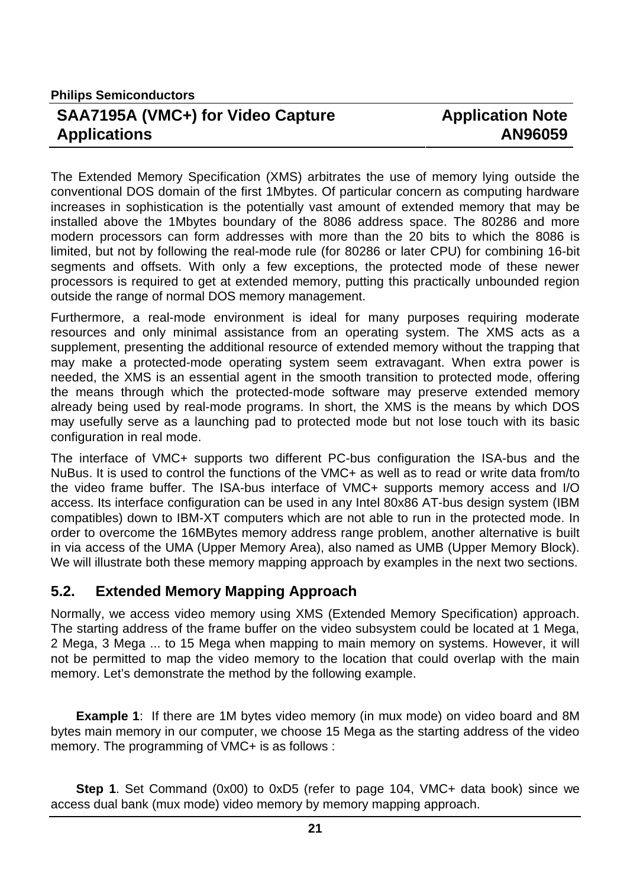The Extended Memory Specification (XMS) arbitrates the use of memory lying outside the conventional DOS domain of the first 1Mbytes. Of particular concern as computing hardware increases in sophistication is the potentially vast amount of extended memory that may be installed above the 1Mbytes boundary of the 8086 address space. The 80286 and more modern processors can form addresses with more than the 20 bits to which the 8086 is limited, but not by following the real-mode rule (for 80286 or later CPU) for combining 16-bit segments and offsets. With only a few exceptions, the protected mode of these newer processors is required to get at extended memory, putting this practically unbounded region outside the range of normal DOS memory management.

Furthermore, a real-mode environment is ideal for many purposes requiring moderate resources and only minimal assistance from an operating system. The XMS acts as a supplement, presenting the additional resource of extended memory without the trapping that may make a protected-mode operating system seem extravagant. When extra power is needed, the XMS is an essential agent in the smooth transition to protected mode, offering the means through which the protected-mode software may preserve extended memory already being used by real-mode programs. In short, the XMS is the means by which DOS may usefully serve as a launching pad to protected mode but not lose touch with its basic configuration in real mode.

The interface of VMC+ supports two different PC-bus configuration the ISA-bus and the NuBus. It is used to control the functions of the VMC+ as well as to read or write data from/to the video frame buffer. The ISA-bus interface of VMC+ supports memory access and I/O access. Its interface configuration can be used in any Intel 80x86 AT-bus design system (IBM compatibles) down to IBM-XT computers which are not able to run in the protected mode. In order to overcome the 16MBytes memory address range problem, another alternative is built in via access of the UMA (Upper Memory Area), also named as UMB (Upper Memory Block). We will illustrate both these memory mapping approach by examples in the next two sections.

## 5.2. Extended Memory Mapping Approach

Normally, we access video memory using XMS (Extended Memory Specification) approach. The starting address of the frame buffer on the video subsystem could be located at 1 Mega, 2 Mega, 3 Mega ... to 15 Mega when mapping to main memory on systems. However, it will not be permitted to map the video memory to the location that could overlap with the main memory. Let's demonstrate the method by the following example.

**Example 1**: If there are 1M bytes video memory (in mux mode) on video board and 8M bytes main memory in our computer, we choose 15 Mega as the starting address of the video memory. The programming of VMC+ is as follows :

**Step 1**. Set Command (0x00) to 0xD5 (refer to page 104, VMC+ data book) since we access dual bank (mux mode) video memory by memory mapping approach.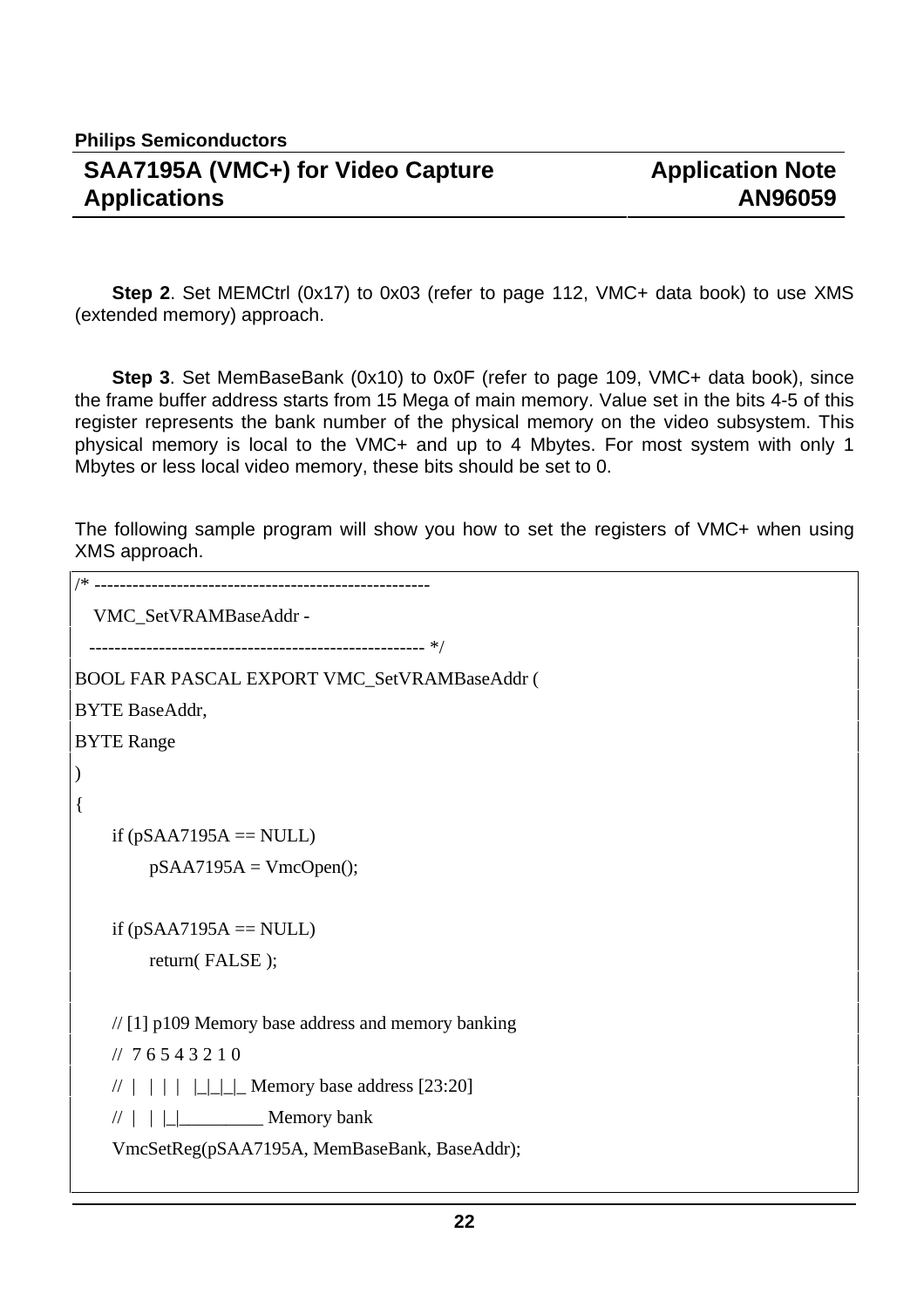**Step 2**. Set MEMCtrl (0x17) to 0x03 (refer to page 112, VMC+ data book) to use XMS (extended memory) approach.

**Step 3**. Set MemBaseBank (0x10) to 0x0F (refer to page 109, VMC+ data book), since the frame buffer address starts from 15 Mega of main memory. Value set in the bits 4-5 of this register represents the bank number of the physical memory on the video subsystem. This physical memory is local to the VMC+ and up to 4 Mbytes. For most system with only 1 Mbytes or less local video memory, these bits should be set to 0.

The following sample program will show you how to set the registers of VMC+ when using XMS approach.

```
/* -----------------------------------------------------
   VMC_SetVRAMBaseAddr -
   ----------------------------------------------------- */
BOOL FAR PASCAL EXPORT VMC_SetVRAMBaseAddr (
BYTE BaseAddr,
BYTE Range
)
{
      if (pSAA7195A == NULL)
            pSAA7195A = VmcOpen();

      if (pSAA7195A == NULL)
            return( FALSE );

      // [1] p109 Memory base address and memory banking
      //  7 6 5 4 3 2 1 0
      //  |  | | |  |_|_|_|_ Memory base address [23:20]
      //  |  | |_|_________ Memory bank
      VmcSetReg(pSAA7195A, MemBaseBank, BaseAddr);
```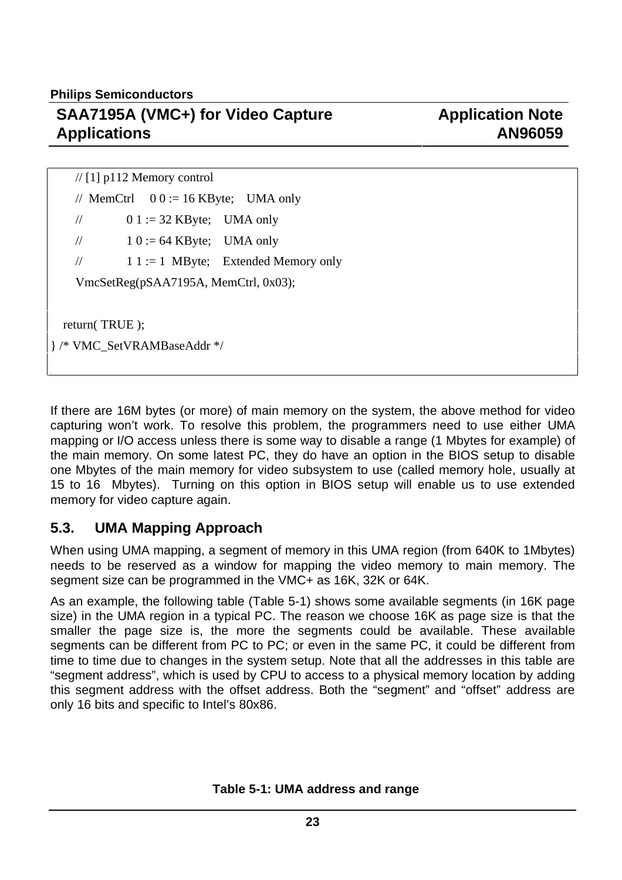```
    // [1] p112 Memory control
    //  MemCtrl     0 0 := 16 KByte;    UMA only
    //              0 1 := 32 KByte;    UMA only
    //              1 0 := 64 KByte;    UMA only
    //              1 1 := 1  MByte;    Extended Memory only
    VmcSetReg(pSAA7195A, MemCtrl, 0x03);

  return( TRUE );
} /* VMC_SetVRAMBaseAddr */
```

If there are 16M bytes (or more) of main memory on the system, the above method for video capturing won't work. To resolve this problem, the programmers need to use either UMA mapping or I/O access unless there is some way to disable a range (1 Mbytes for example) of the main memory. On some latest PC, they do have an option in the BIOS setup to disable one Mbytes of the main memory for video subsystem to use (called memory hole, usually at 15 to 16 Mbytes). Turning on this option in BIOS setup will enable us to use extended memory for video capture again.

## 5.3. UMA Mapping Approach

When using UMA mapping, a segment of memory in this UMA region (from 640K to 1Mbytes) needs to be reserved as a window for mapping the video memory to main memory. The segment size can be programmed in the VMC+ as 16K, 32K or 64K.

As an example, the following table (Table 5-1) shows some available segments (in 16K page size) in the UMA region in a typical PC. The reason we choose 16K as page size is that the smaller the page size is, the more the segments could be available. These available segments can be different from PC to PC; or even in the same PC, it could be different from time to time due to changes in the system setup. Note that all the addresses in this table are "segment address", which is used by CPU to access to a physical memory location by adding this segment address with the offset address. Both the "segment" and "offset" address are only 16 bits and specific to Intel's 80x86.

**Table 5-1: UMA address and range**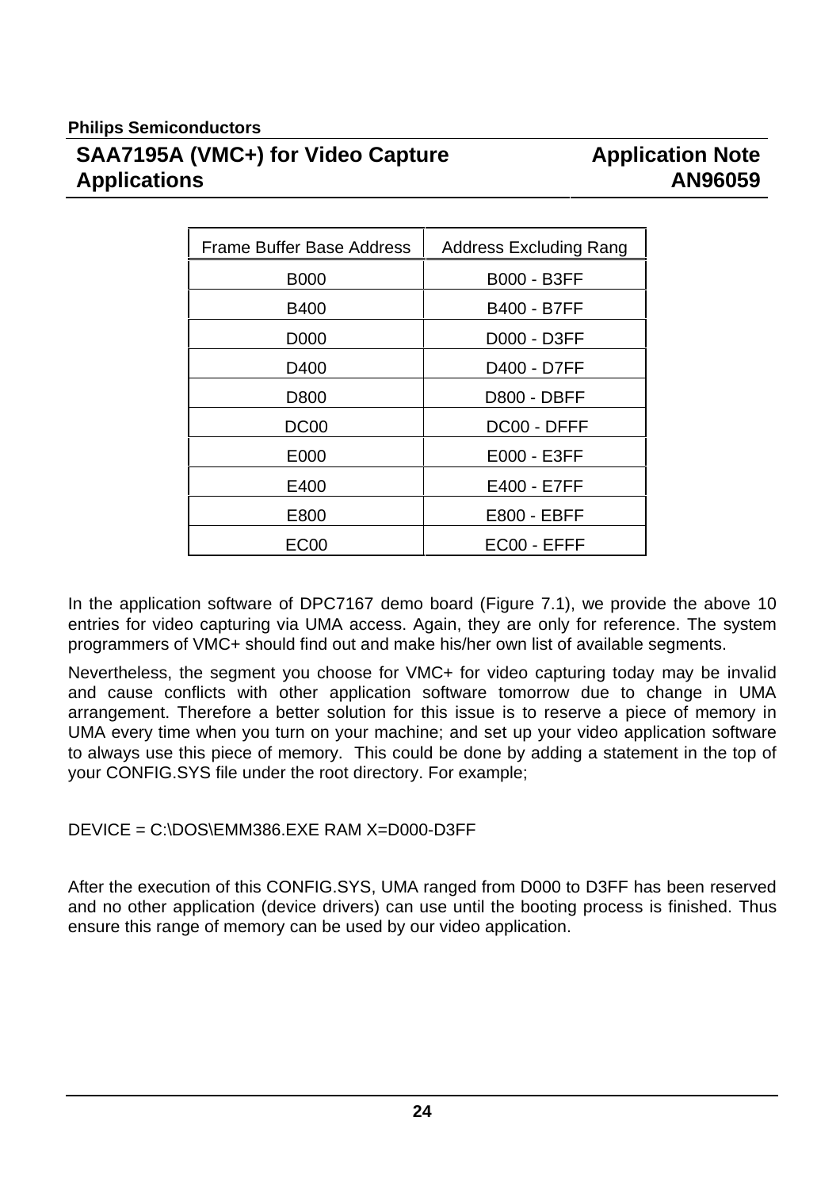| Frame Buffer Base Address | Address Excluding Rang |
|---|---|
| B000 | B000 - B3FF |
| B400 | B400 - B7FF |
| D000 | D000 - D3FF |
| D400 | D400 - D7FF |
| D800 | D800 - DBFF |
| DC00 | DC00 - DFFF |
| E000 | E000 - E3FF |
| E400 | E400 - E7FF |
| E800 | E800 - EBFF |
| EC00 | EC00 - EFFF |

In the application software of DPC7167 demo board (Figure 7.1), we provide the above 10 entries for video capturing via UMA access. Again, they are only for reference. The system programmers of VMC+ should find out and make his/her own list of available segments.

Nevertheless, the segment you choose for VMC+ for video capturing today may be invalid and cause conflicts with other application software tomorrow due to change in UMA arrangement. Therefore a better solution for this issue is to reserve a piece of memory in UMA every time when you turn on your machine; and set up your video application software to always use this piece of memory. This could be done by adding a statement in the top of your CONFIG.SYS file under the root directory. For example;

```
DEVICE = C:\DOS\EMM386.EXE RAM X=D000-D3FF
```

After the execution of this CONFIG.SYS, UMA ranged from D000 to D3FF has been reserved and no other application (device drivers) can use until the booting process is finished. Thus ensure this range of memory can be used by our video application.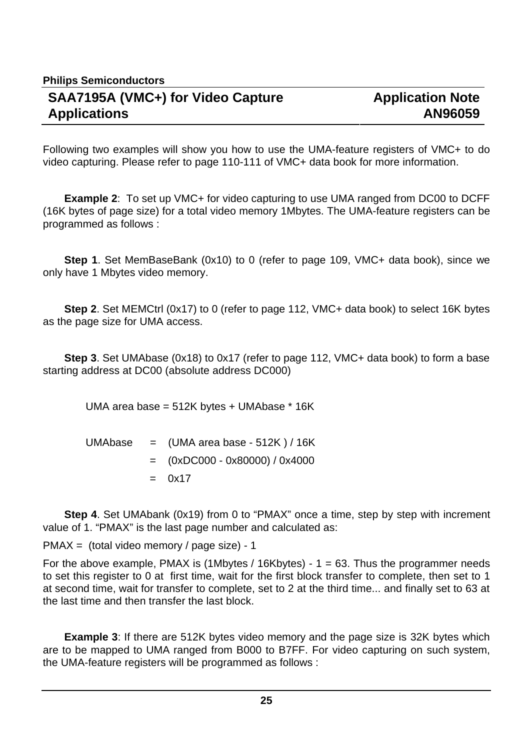Following two examples will show you how to use the UMA-feature registers of VMC+ to do video capturing. Please refer to page 110-111 of VMC+ data book for more information.

**Example 2**: To set up VMC+ for video capturing to use UMA ranged from DC00 to DCFF (16K bytes of page size) for a total video memory 1Mbytes. The UMA-feature registers can be programmed as follows :

**Step 1**. Set MemBaseBank (0x10) to 0 (refer to page 109, VMC+ data book), since we only have 1 Mbytes video memory.

**Step 2**. Set MEMCtrl (0x17) to 0 (refer to page 112, VMC+ data book) to select 16K bytes as the page size for UMA access.

**Step 3**. Set UMAbase (0x18) to 0x17 (refer to page 112, VMC+ data book) to form a base starting address at DC00 (absolute address DC000)

UMA area base = 512K bytes + UMAbase * 16K

UMAbase = (UMA area base - 512K ) / 16K
= (0xDC000 - 0x80000) / 0x4000
= 0x17

**Step 4**. Set UMAbank (0x19) from 0 to "PMAX" once a time, step by step with increment value of 1. "PMAX" is the last page number and calculated as:

PMAX = (total video memory / page size) - 1

For the above example, PMAX is (1Mbytes / 16Kbytes) - 1 = 63. Thus the programmer needs to set this register to 0 at first time, wait for the first block transfer to complete, then set to 1 at second time, wait for transfer to complete, set to 2 at the third time... and finally set to 63 at the last time and then transfer the last block.

**Example 3**: If there are 512K bytes video memory and the page size is 32K bytes which are to be mapped to UMA ranged from B000 to B7FF. For video capturing on such system, the UMA-feature registers will be programmed as follows :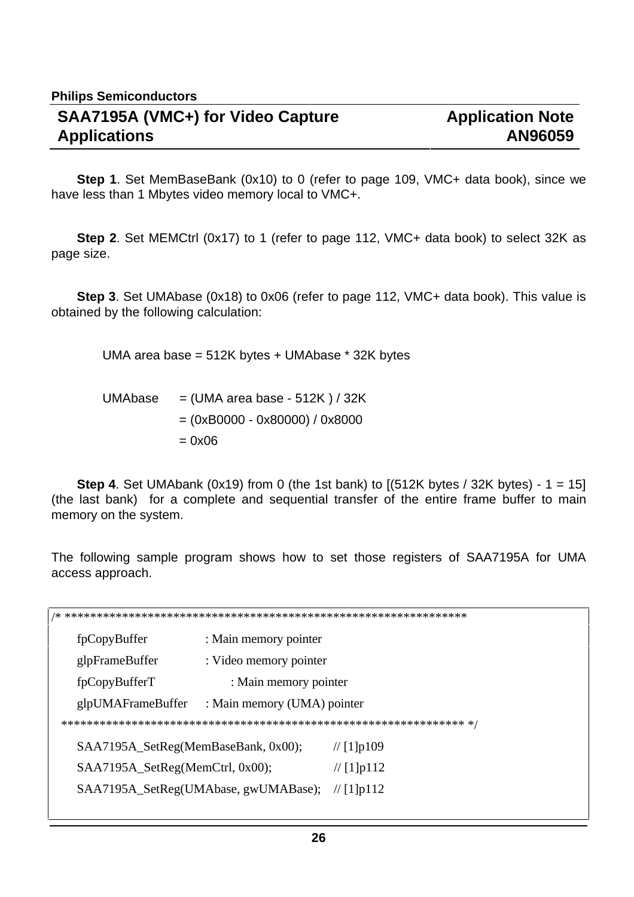**Step 1**. Set MemBaseBank (0x10) to 0 (refer to page 109, VMC+ data book), since we have less than 1 Mbytes video memory local to VMC+.

**Step 2**. Set MEMCtrl (0x17) to 1 (refer to page 112, VMC+ data book) to select 32K as page size.

**Step 3**. Set UMAbase (0x18) to 0x06 (refer to page 112, VMC+ data book). This value is obtained by the following calculation:

UMA area base = 512K bytes + UMAbase * 32K bytes

UMAbase = (UMA area base - 512K ) / 32K
= (0xB0000 - 0x80000) / 0x8000
= 0x06

**Step 4**. Set UMAbank (0x19) from 0 (the 1st bank) to [(512K bytes / 32K bytes) - 1 = 15] (the last bank) for a complete and sequential transfer of the entire frame buffer to main memory on the system.

The following sample program shows how to set those registers of SAA7195A for UMA access approach.

```
/* ***************************************************************
    fpCopyBuffer            : Main memory pointer
    glpFrameBuffer          : Video memory pointer
    fpCopyBufferT           : Main memory pointer
    glpUMAFrameBuffer       : Main memory (UMA) pointer
 *************************************************************** */
    SAA7195A_SetReg(MemBaseBank, 0x00);      // [1]p109
    SAA7195A_SetReg(MemCtrl, 0x00);          // [1]p112
    SAA7195A_SetReg(UMAbase, gwUMABase);     // [1]p112
```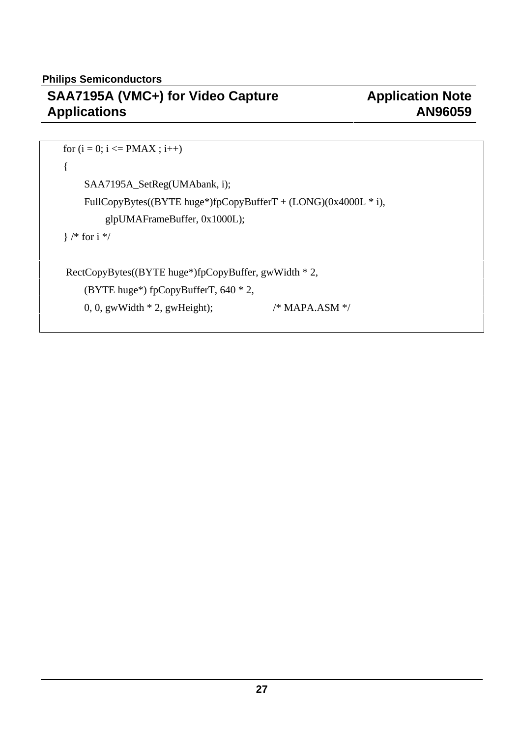```
for (i = 0; i <= PMAX ; i++)
{
      SAA7195A_SetReg(UMAbank, i);
      FullCopyBytes((BYTE huge*)fpCopyBufferT + (LONG)(0x4000L * i),
            glpUMAFrameBuffer, 0x1000L);
} /* for i */

RectCopyBytes((BYTE huge*)fpCopyBuffer, gwWidth * 2,
      (BYTE huge*) fpCopyBufferT, 640 * 2,
      0, 0, gwWidth * 2, gwHeight);                /* MAPA.ASM */
```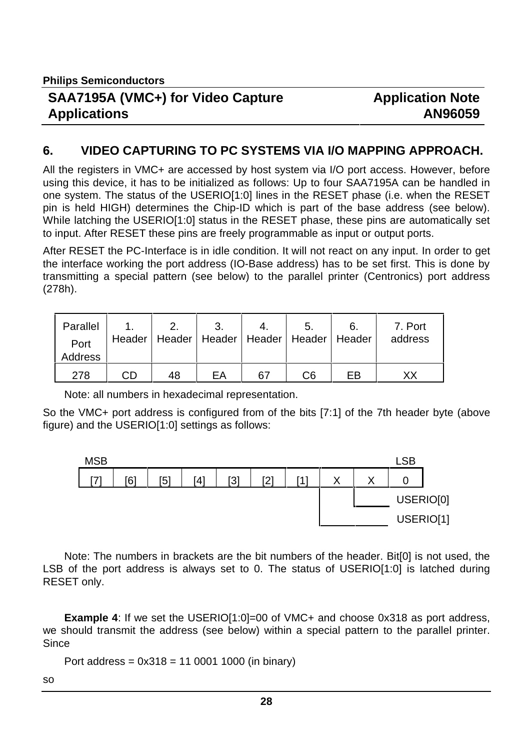## 6. VIDEO CAPTURING TO PC SYSTEMS VIA I/O MAPPING APPROACH.

All the registers in VMC+ are accessed by host system via I/O port access. However, before using this device, it has to be initialized as follows: Up to four SAA7195A can be handled in one system. The status of the USERIO[1:0] lines in the RESET phase (i.e. when the RESET pin is held HIGH) determines the Chip-ID which is part of the base address (see below). While latching the USERIO[1:0] status in the RESET phase, these pins are automatically set to input. After RESET these pins are freely programmable as input or output ports.

After RESET the PC-Interface is in idle condition. It will not react on any input. In order to get the interface working the port address (IO-Base address) has to be set first. This is done by transmitting a special pattern (see below) to the parallel printer (Centronics) port address (278h).

| Parallel Port Address | 1. Header | 2. Header | 3. Header | 4. Header | 5. Header | 6. Header | 7. Port address |
|---|---|---|---|---|---|---|---|
| 278 | CD | 48 | EA | 67 | C6 | EB | XX |

Note: all numbers in hexadecimal representation.

So the VMC+ port address is configured from of the bits [7:1] of the 7th header byte (above figure) and the USERIO[1:0] settings as follows:

| MSB | | | | | | | | | LSB |
|---|---|---|---|---|---|---|---|---|---|
| [7] | [6] | [5] | [4] | [3] | [2] | [1] | X | X | 0 |
| | | | | | | | USERIO[1] | USERIO[0] | |

Note: The numbers in brackets are the bit numbers of the header. Bit[0] is not used, the LSB of the port address is always set to 0. The status of USERIO[1:0] is latched during RESET only.

**Example 4**: If we set the USERIO[1:0]=00 of VMC+ and choose 0x318 as port address, we should transmit the address (see below) within a special pattern to the parallel printer. Since

Port address = 0x318 = 11 0001 1000 (in binary)

so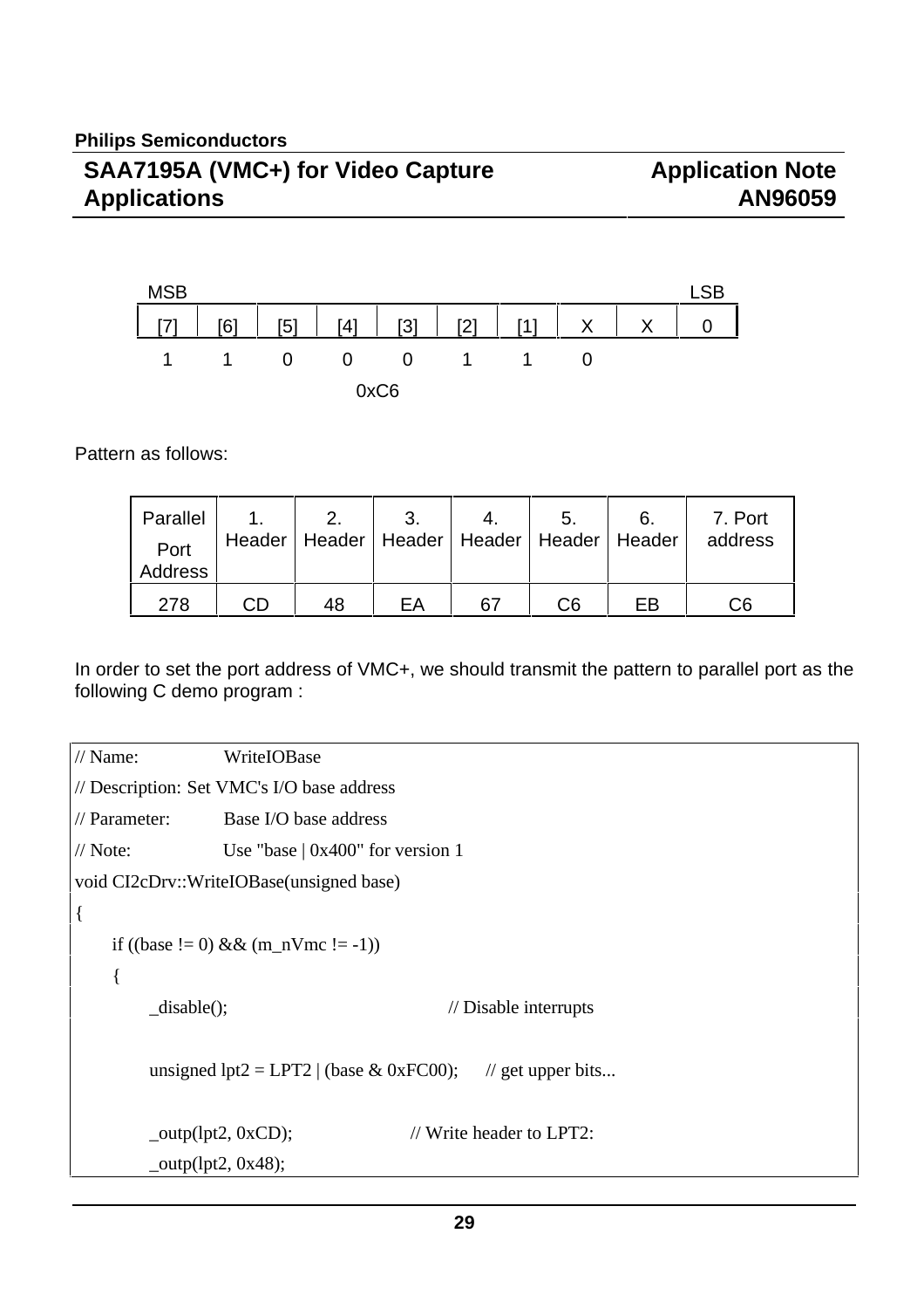| MSB | | | | | | | | | LSB |
|---|---|---|---|---|---|---|---|---|---|
| [7] | [6] | [5] | [4] | [3] | [2] | [1] | X | X | 0 |
| 1 | 1 | 0 | 0 | 0 | 1 | 1 | 0 | | |

0xC6

Pattern as follows:

| Parallel Port Address | 1. Header | 2. Header | 3. Header | 4. Header | 5. Header | 6. Header | 7. Port address |
|---|---|---|---|---|---|---|---|
| 278 | CD | 48 | EA | 67 | C6 | EB | C6 |

In order to set the port address of VMC+, we should transmit the pattern to parallel port as the following C demo program :

```
// Name:              WriteIOBase
// Description: Set VMC's I/O base address
// Parameter:         Base I/O base address
// Note:              Use "base | 0x400" for version 1
void CI2cDrv::WriteIOBase(unsigned base)
{
      if ((base != 0) && (m_nVmc != -1))
      {
            _disable();                              // Disable interrupts

            unsigned lpt2 = LPT2 | (base & 0xFC00);      // get upper bits...

            _outp(lpt2, 0xCD);                    // Write header to LPT2:
            _outp(lpt2, 0x48);
```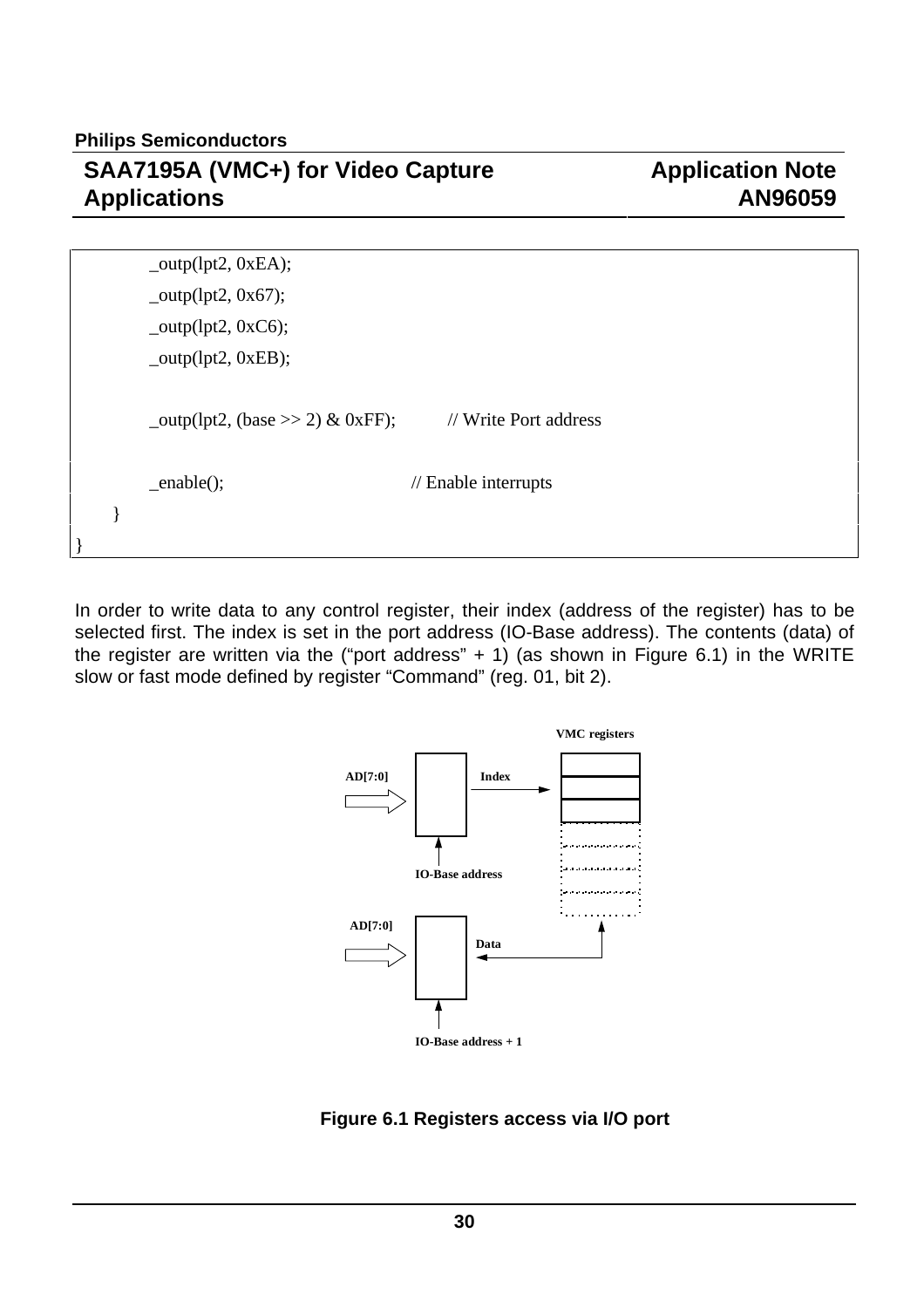```
            _outp(lpt2, 0xEA);
            _outp(lpt2, 0x67);
            _outp(lpt2, 0xC6);
            _outp(lpt2, 0xEB);

            _outp(lpt2, (base >> 2) & 0xFF);        // Write Port address

            _enable();                               // Enable interrupts
    }
}
```

In order to write data to any control register, their index (address of the register) has to be selected first. The index is set in the port address (IO-Base address). The contents (data) of the register are written via the ("port address" + 1) (as shown in Figure 6.1) in the WRITE slow or fast mode defined by register "Command" (reg. 01, bit 2).

VMC registers

AD[7:0]

Index

IO-Base address

AD[7:0]

Data

IO-Base address + 1

**Figure 6.1 Registers access via I/O port**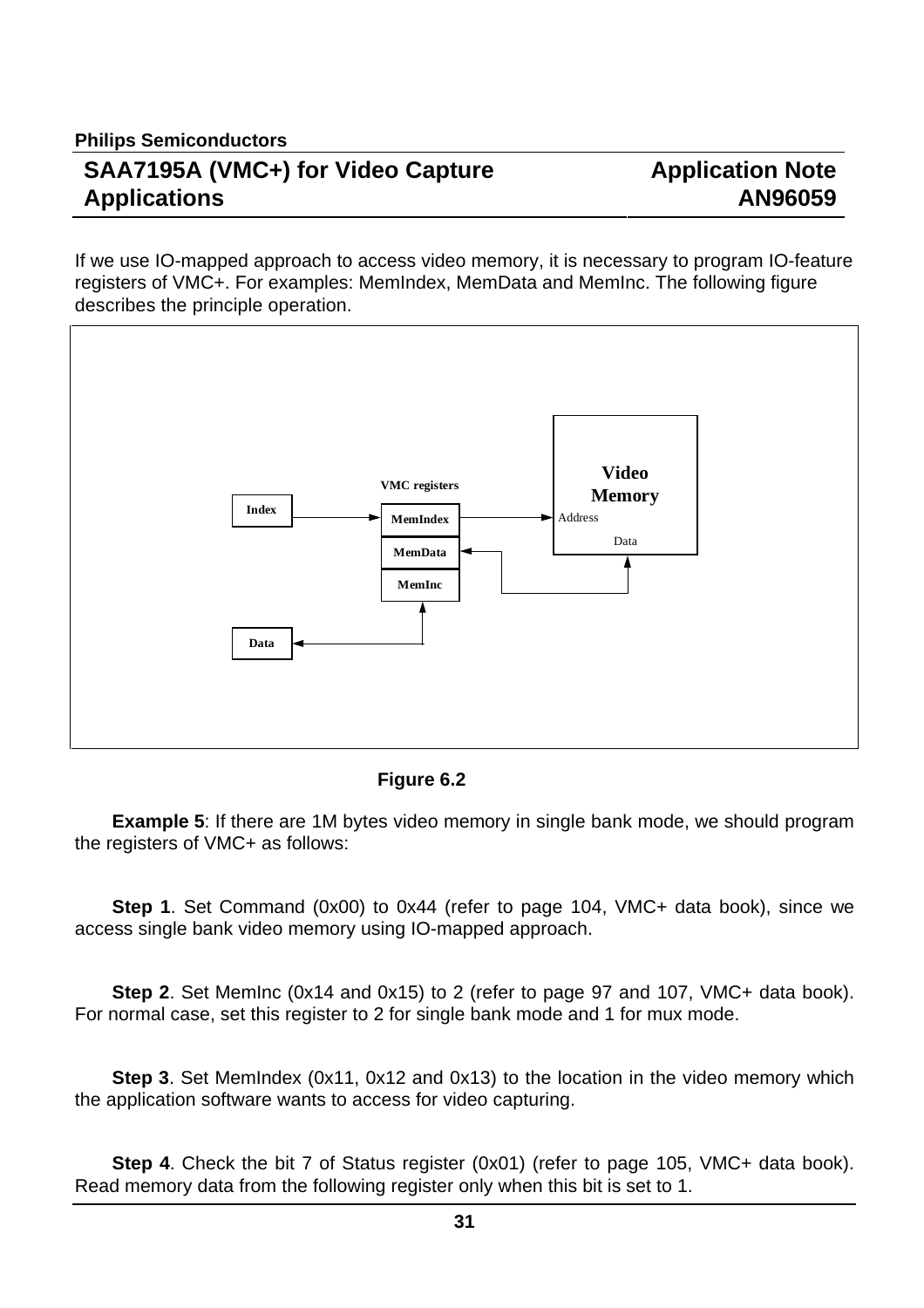If we use IO-mapped approach to access video memory, it is necessary to program IO-feature registers of VMC+. For examples: MemIndex, MemData and MemInc. The following figure describes the principle operation.

Figure 6.2

**Example 5**: If there are 1M bytes video memory in single bank mode, we should program the registers of VMC+ as follows:

**Step 1**. Set Command (0x00) to 0x44 (refer to page 104, VMC+ data book), since we access single bank video memory using IO-mapped approach.

**Step 2**. Set MemInc (0x14 and 0x15) to 2 (refer to page 97 and 107, VMC+ data book). For normal case, set this register to 2 for single bank mode and 1 for mux mode.

**Step 3**. Set MemIndex (0x11, 0x12 and 0x13) to the location in the video memory which the application software wants to access for video capturing.

**Step 4**. Check the bit 7 of Status register (0x01) (refer to page 105, VMC+ data book). Read memory data from the following register only when this bit is set to 1.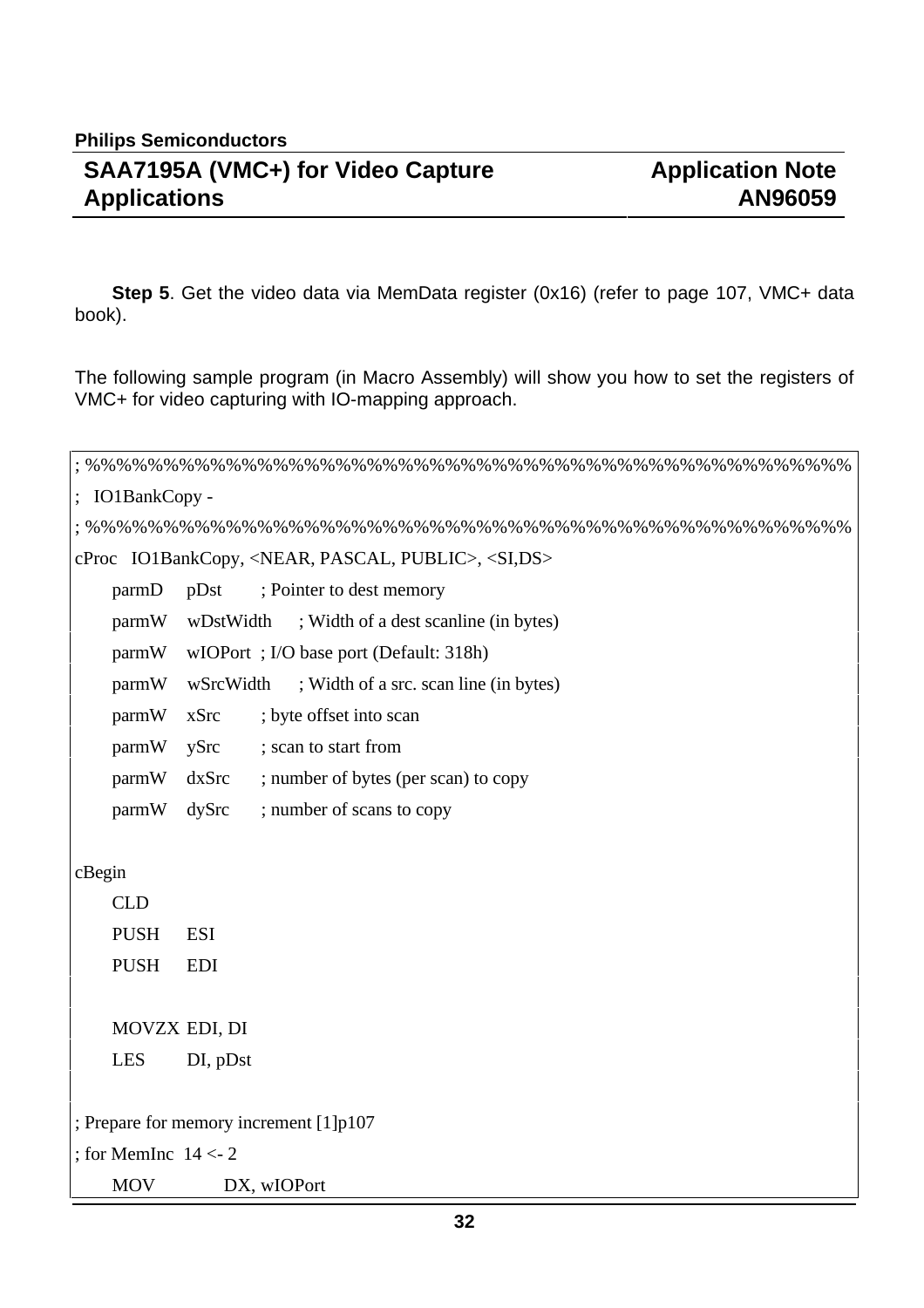**Step 5**. Get the video data via MemData register (0x16) (refer to page 107, VMC+ data book).

The following sample program (in Macro Assembly) will show you how to set the registers of VMC+ for video capturing with IO-mapping approach.

```
; %%%%%%%%%%%%%%%%%%%%%%%%%%%%%%%%%%%%%%%%%%%%%%%%%
;   IO1BankCopy -
; %%%%%%%%%%%%%%%%%%%%%%%%%%%%%%%%%%%%%%%%%%%%%%%%%
cProc   IO1BankCopy, <NEAR, PASCAL, PUBLIC>, <SI,DS>
        parmD    pDst        ; Pointer to dest memory
        parmW    wDstWidth   ; Width of a dest scanline (in bytes)
        parmW    wIOPort  ; I/O base port (Default: 318h)
        parmW    wSrcWidth   ; Width of a src. scan line (in bytes)
        parmW    xSrc        ; byte offset into scan
        parmW    ySrc        ; scan to start from
        parmW    dxSrc       ; number of bytes (per scan) to copy
        parmW    dySrc       ; number of scans to copy

cBegin
        CLD
        PUSH     ESI
        PUSH     EDI

        MOVZX EDI, DI
        LES      DI, pDst

; Prepare for memory increment [1]p107
; for MemInc  14 <- 2
        MOV          DX, wIOPort
```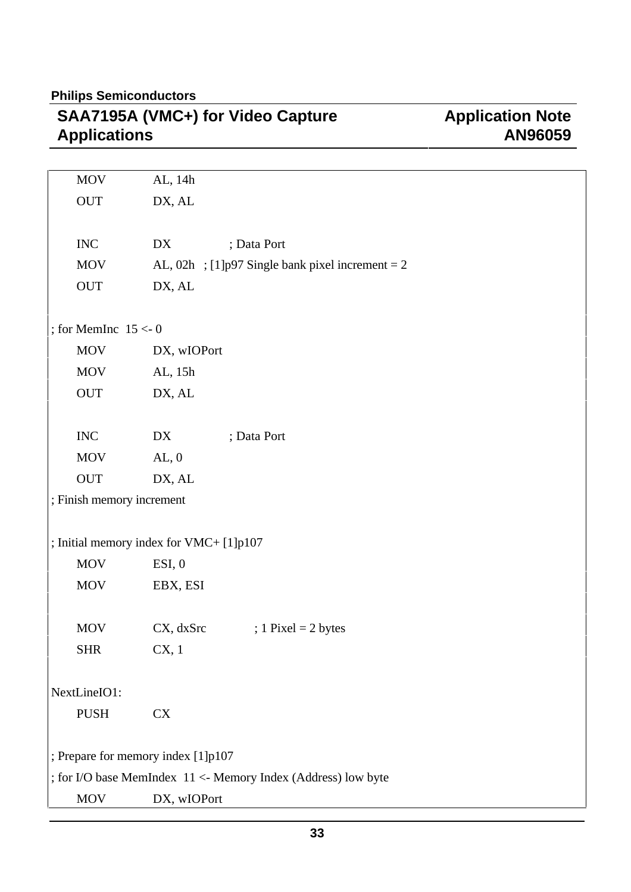```
        MOV         AL, 14h
        OUT         DX, AL

        INC         DX              ; Data Port
        MOV         AL, 02h   ; [1]p97 Single bank pixel increment = 2
        OUT         DX, AL

; for MemInc  15 <- 0
        MOV         DX, wIOPort
        MOV         AL, 15h
        OUT         DX, AL

        INC         DX              ; Data Port
        MOV         AL, 0
        OUT         DX, AL
; Finish memory increment

; Initial memory index for VMC+ [1]p107
        MOV         ESI, 0
        MOV         EBX, ESI

        MOV         CX, dxSrc           ; 1 Pixel = 2 bytes
        SHR         CX, 1

NextLineIO1:
        PUSH        CX

; Prepare for memory index [1]p107
; for I/O base MemIndex  11 <- Memory Index (Address) low byte
        MOV         DX, wIOPort
```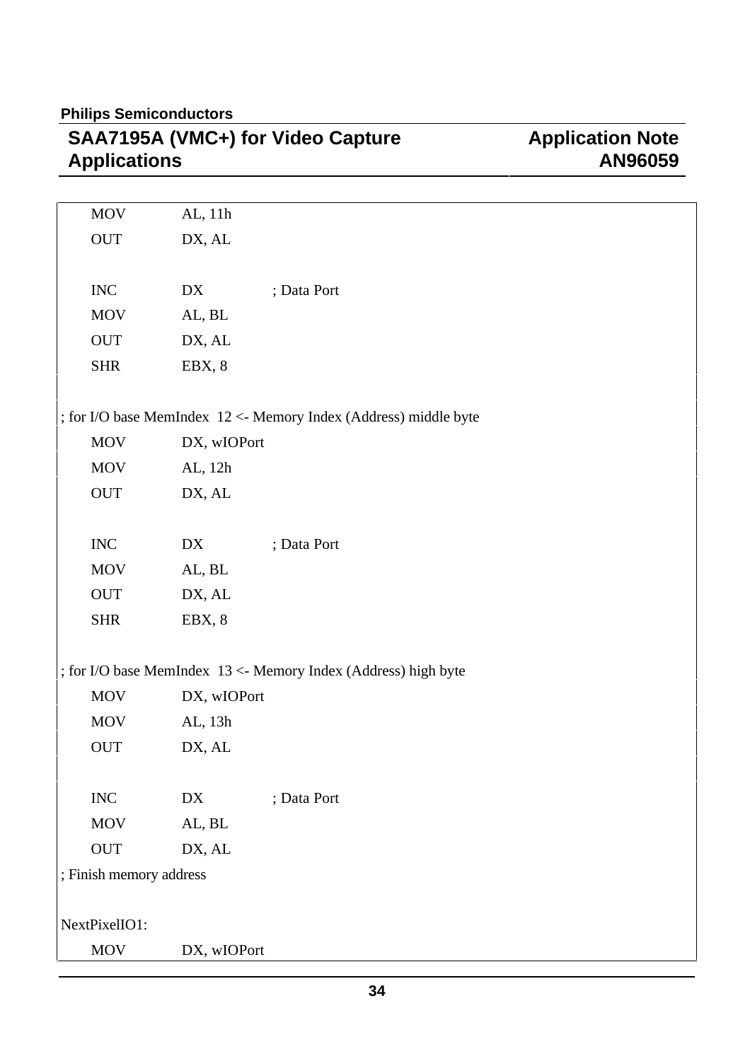```
        MOV         AL, 11h
        OUT         DX, AL

        INC         DX          ; Data Port
        MOV         AL, BL
        OUT         DX, AL
        SHR         EBX, 8

; for I/O base MemIndex  12 <- Memory Index (Address) middle byte
        MOV         DX, wIOPort
        MOV         AL, 12h
        OUT         DX, AL

        INC         DX          ; Data Port
        MOV         AL, BL
        OUT         DX, AL
        SHR         EBX, 8

; for I/O base MemIndex  13 <- Memory Index (Address) high byte
        MOV         DX, wIOPort
        MOV         AL, 13h
        OUT         DX, AL

        INC         DX          ; Data Port
        MOV         AL, BL
        OUT         DX, AL
; Finish memory address

NextPixelIO1:
        MOV         DX, wIOPort
```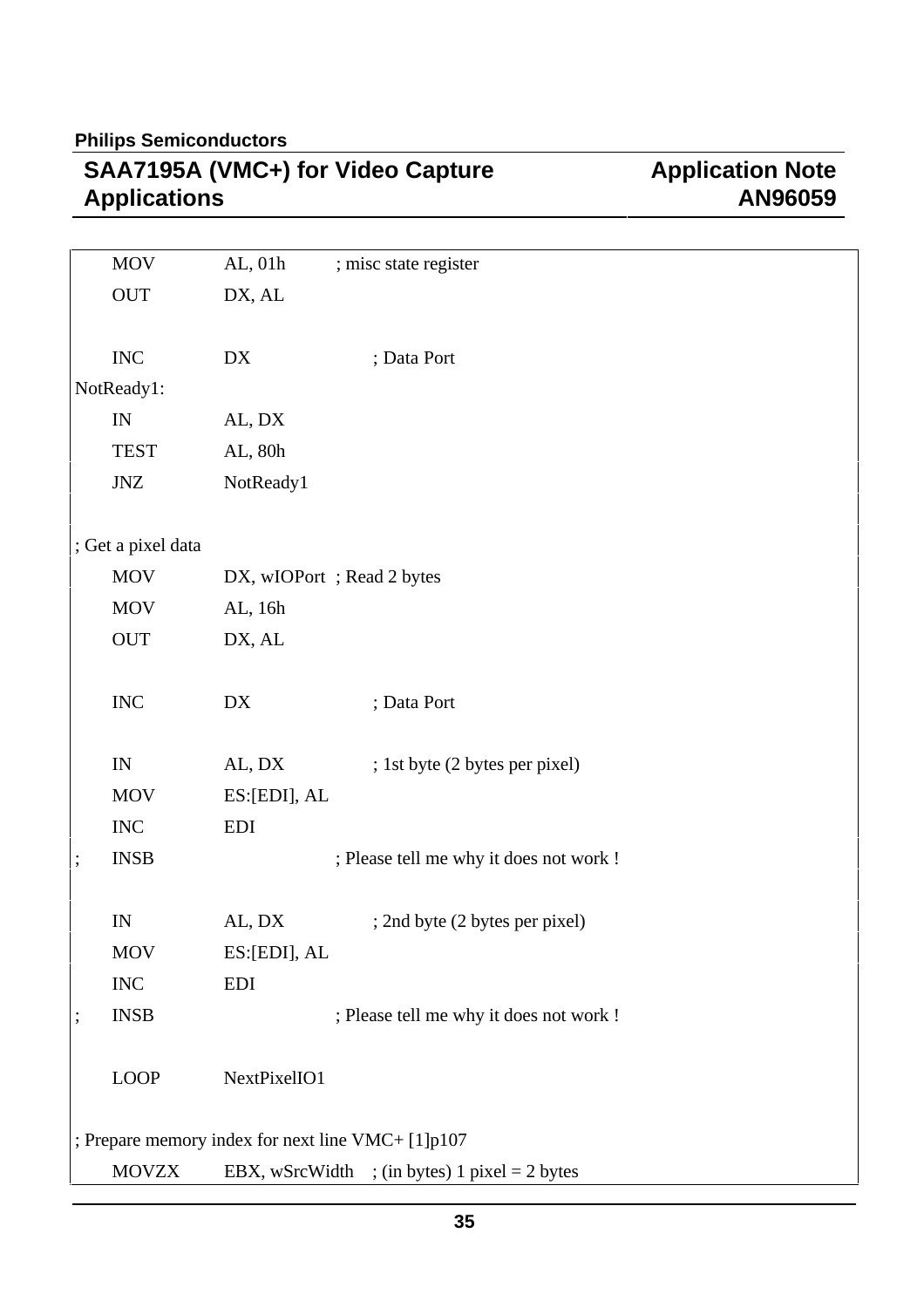```
        MOV         AL, 01h         ; misc state register
        OUT         DX, AL

        INC         DX                    ; Data Port
NotReady1:
        IN          AL, DX
        TEST        AL, 80h
        JNZ         NotReady1

; Get a pixel data
        MOV         DX, wIOPort   ; Read 2 bytes
        MOV         AL, 16h
        OUT         DX, AL

        INC         DX                    ; Data Port

        IN          AL, DX                ; 1st byte (2 bytes per pixel)
        MOV         ES:[EDI], AL
        INC         EDI
;       INSB                        ; Please tell me why it does not work !

        IN          AL, DX                ; 2nd byte (2 bytes per pixel)
        MOV         ES:[EDI], AL
        INC         EDI
;       INSB                        ; Please tell me why it does not work !

        LOOP        NextPixelIO1

; Prepare memory index for next line VMC+ [1]p107
        MOVZX       EBX, wSrcWidth    ; (in bytes) 1 pixel = 2 bytes
```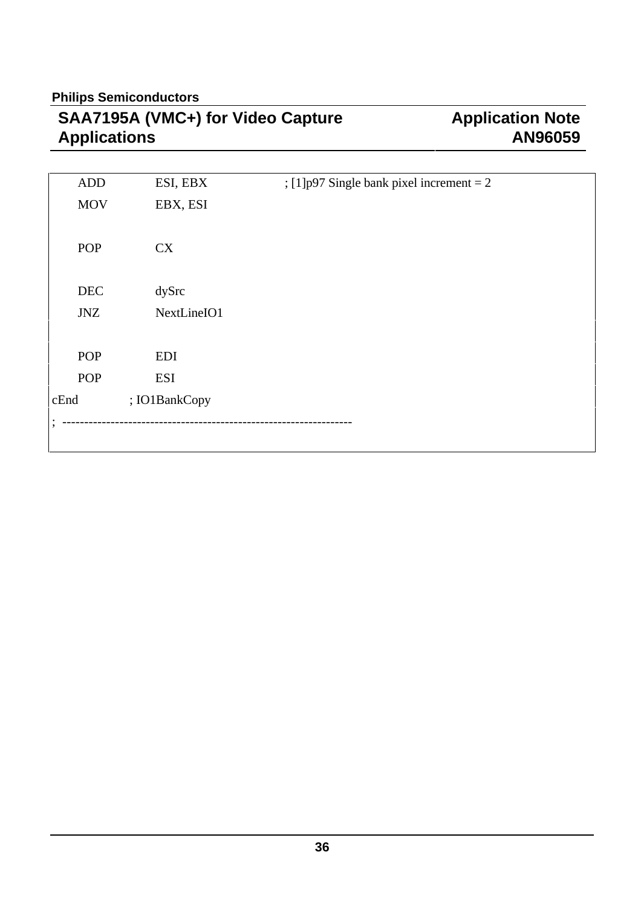```
        ADD         ESI, EBX             ; [1]p97 Single bank pixel increment = 2
        MOV         EBX, ESI

        POP         CX

        DEC         dySrc
        JNZ         NextLineIO1

        POP         EDI
        POP         ESI
cEnd            ; IO1BankCopy
;  -------------------------------------------------------------------
```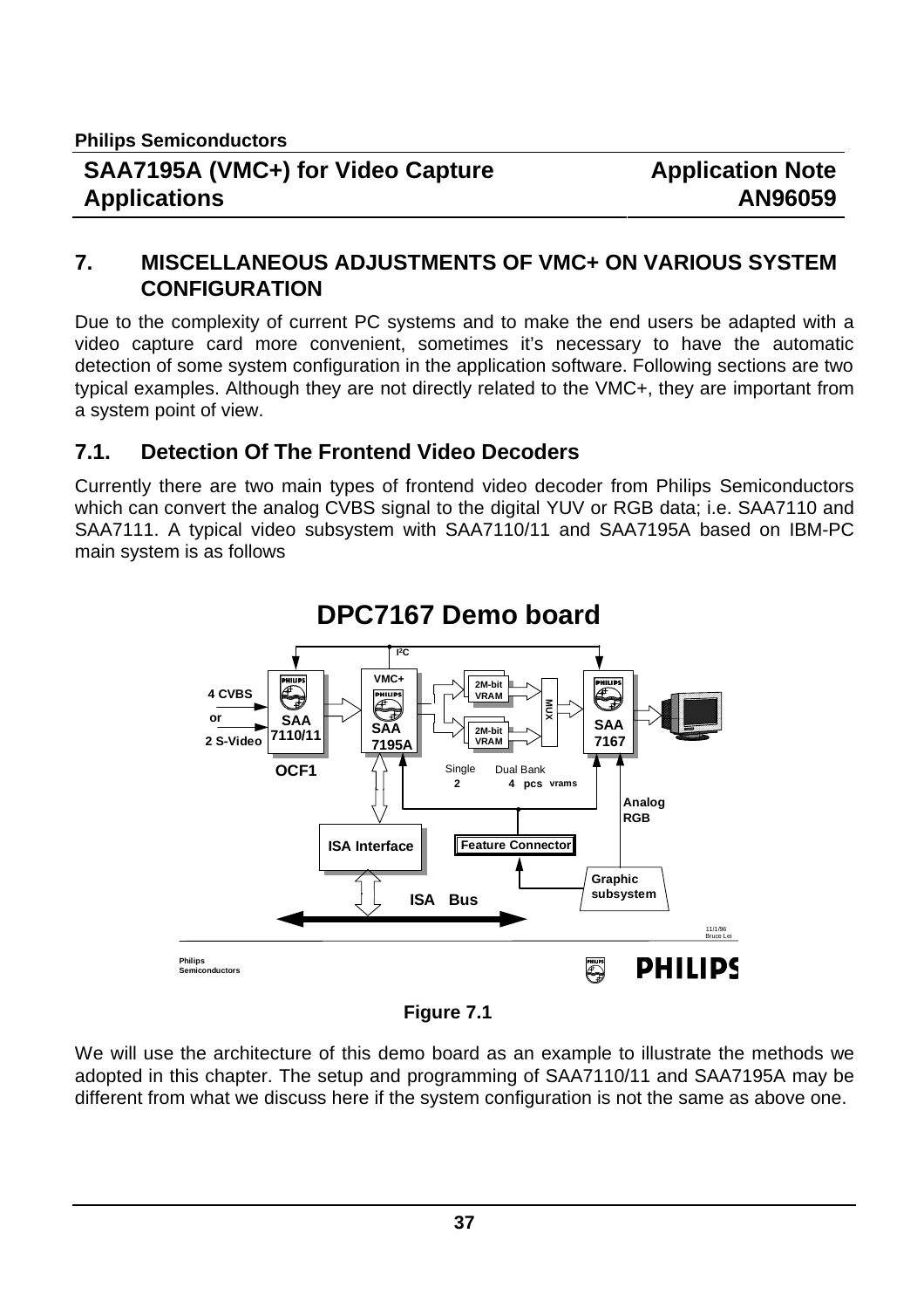## 7. MISCELLANEOUS ADJUSTMENTS OF VMC+ ON VARIOUS SYSTEM CONFIGURATION

Due to the complexity of current PC systems and to make the end users be adapted with a video capture card more convenient, sometimes it's necessary to have the automatic detection of some system configuration in the application software. Following sections are two typical examples. Although they are not directly related to the VMC+, they are important from a system point of view.

### 7.1. Detection Of The Frontend Video Decoders

Currently there are two main types of frontend video decoder from Philips Semiconductors which can convert the analog CVBS signal to the digital YUV or RGB data; i.e. SAA7110 and SAA7111. A typical video subsystem with SAA7110/11 and SAA7195A based on IBM-PC main system is as follows

Figure 7.1

We will use the architecture of this demo board as an example to illustrate the methods we adopted in this chapter. The setup and programming of SAA7110/11 and SAA7195A may be different from what we discuss here if the system configuration is not the same as above one.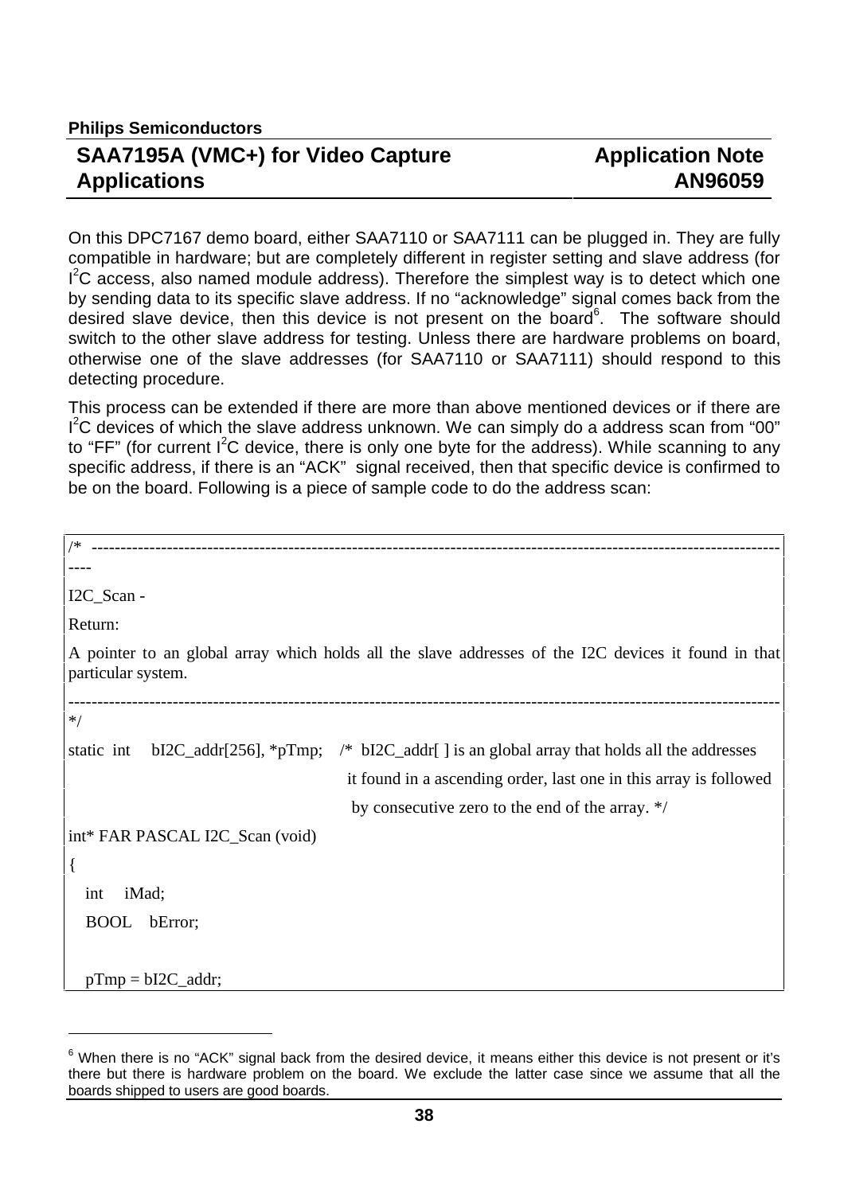On this DPC7167 demo board, either SAA7110 or SAA7111 can be plugged in. They are fully compatible in hardware; but are completely different in register setting and slave address (for I$^2$C access, also named module address). Therefore the simplest way is to detect which one by sending data to its specific slave address. If no “acknowledge” signal comes back from the desired slave device, then this device is not present on the board[6]. The software should switch to the other slave address for testing. Unless there are hardware problems on board, otherwise one of the slave addresses (for SAA7110 or SAA7111) should respond to this detecting procedure.

This process can be extended if there are more than above mentioned devices or if there are I$^2$C devices of which the slave address unknown. We can simply do a address scan from “00” to “FF” (for current I$^2$C device, there is only one byte for the address). While scanning to any specific address, if there is an “ACK” signal received, then that specific device is confirmed to be on the board. Following is a piece of sample code to do the address scan:

```
/*  -----------------------------------------------------------------------------------------------------------------------
----
I2C_Scan -
Return:
A pointer to an global array which holds all the slave addresses of the I2C devices it found in that particular system.
---------------------------------------------------------------------------------------------------------------------------
*/
static  int     bI2C_addr[256], *pTmp;    /*  bI2C_addr[ ] is an global array that holds all the addresses
                                           it found in a ascending order, last one in this array is followed
                                           by consecutive zero to the end of the array. */
int* FAR PASCAL I2C_Scan (void)
{
   int     iMad;
   BOOL    bError;

   pTmp = bI2C_addr;
```

[6] When there is no “ACK” signal back from the desired device, it means either this device is not present or it's there but there is hardware problem on the board. We exclude the latter case since we assume that all the boards shipped to users are good boards.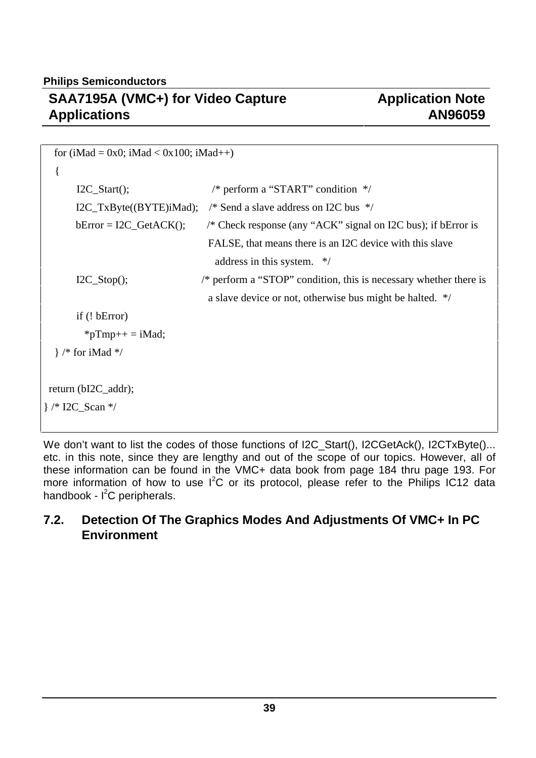```
  for (iMad = 0x0; iMad < 0x100; iMad++)
  {
       I2C_Start();                    /* perform a "START" condition  */
       I2C_TxByte((BYTE)iMad);    /* Send a slave address on I2C bus  */
       bError = I2C_GetACK();       /* Check response (any "ACK" signal on I2C bus); if bError is
                                         FALSE, that means there is an I2C device with this slave
                                           address in this system.   */
       I2C_Stop();                    /* perform a "STOP" condition, this is necessary whether there is
                                         a slave device or not, otherwise bus might be halted.  */
       if (! bError)
         *pTmp++ = iMad;
  } /* for iMad */

 return (bI2C_addr);
} /* I2C_Scan */
```

We don't want to list the codes of those functions of I2C_Start(), I2CGetAck(), I2CTxByte()... etc. in this note, since they are lengthy and out of the scope of our topics. However, all of these information can be found in the VMC+ data book from page 184 thru page 193. For more information of how to use I$^2$C or its protocol, please refer to the Philips IC12 data handbook - I$^2$C peripherals.

## 7.2. Detection Of The Graphics Modes And Adjustments Of VMC+ In PC Environment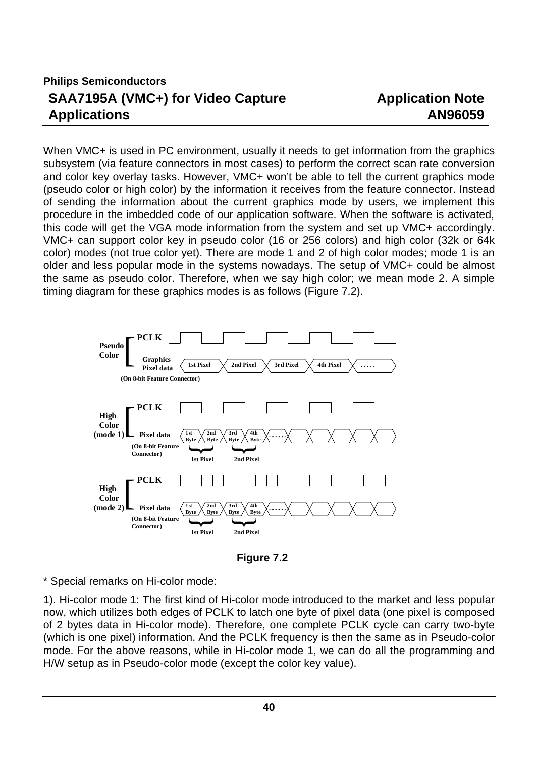When VMC+ is used in PC environment, usually it needs to get information from the graphics subsystem (via feature connectors in most cases) to perform the correct scan rate conversion and color key overlay tasks. However, VMC+ won't be able to tell the current graphics mode (pseudo color or high color) by the information it receives from the feature connector. Instead of sending the information about the current graphics mode by users, we implement this procedure in the imbedded code of our application software. When the software is activated, this code will get the VGA mode information from the system and set up VMC+ accordingly. VMC+ can support color key in pseudo color (16 or 256 colors) and high color (32k or 64k color) modes (not true color yet). There are mode 1 and 2 of high color modes; mode 1 is an older and less popular mode in the systems nowadays. The setup of VMC+ could be almost the same as pseudo color. Therefore, when we say high color; we mean mode 2. A simple timing diagram for these graphics modes is as follows (Figure 7.2).

Pseudo Color — PCLK; Graphics Pixel data: 1st Pixel, 2nd Pixel, 3rd Pixel, 4th Pixel, ..... (On 8-bit Feature Connector)

High Color (mode 1) — PCLK; Pixel data (On 8-bit Feature Connector): 1st Byte, 2nd Byte, 3rd Byte, 4th Byte, ...... (1st Pixel, 2nd Pixel)

High Color (mode 2) — PCLK; Pixel data (On 8-bit Feature Connector): 1st Byte, 2nd Byte, 3rd Byte, 4th Byte, ...... (1st Pixel, 2nd Pixel)

**Figure 7.2**

* Special remarks on Hi-color mode:

1). Hi-color mode 1: The first kind of Hi-color mode introduced to the market and less popular now, which utilizes both edges of PCLK to latch one byte of pixel data (one pixel is composed of 2 bytes data in Hi-color mode). Therefore, one complete PCLK cycle can carry two-byte (which is one pixel) information. And the PCLK frequency is then the same as in Pseudo-color mode. For the above reasons, while in Hi-color mode 1, we can do all the programming and H/W setup as in Pseudo-color mode (except the color key value).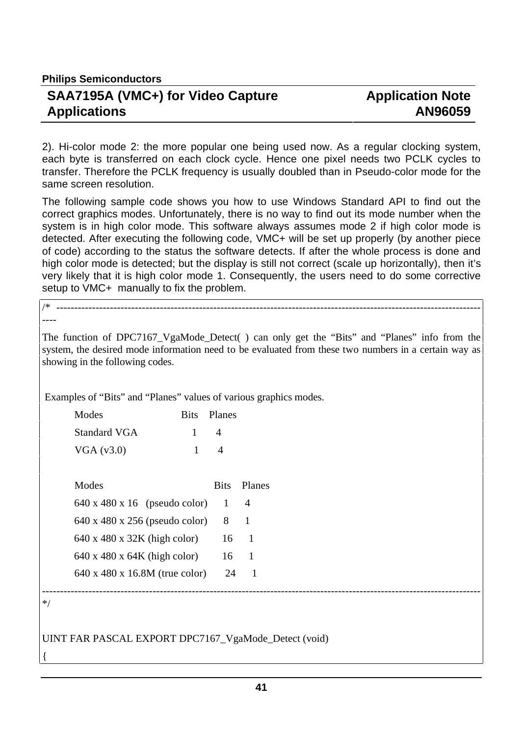2). Hi-color mode 2: the more popular one being used now. As a regular clocking system, each byte is transferred on each clock cycle. Hence one pixel needs two PCLK cycles to transfer. Therefore the PCLK frequency is usually doubled than in Pseudo-color mode for the same screen resolution.

The following sample code shows you how to use Windows Standard API to find out the correct graphics modes. Unfortunately, there is no way to find out its mode number when the system is in high color mode. This software always assumes mode 2 if high color mode is detected. After executing the following code, VMC+ will be set up properly (by another piece of code) according to the status the software detects. If after the whole process is done and high color mode is detected; but the display is still not correct (scale up horizontally), then it's very likely that it is high color mode 1. Consequently, the users need to do some corrective setup to VMC+ manually to fix the problem.

```
/* ----------------------------------------------------------------------------------------------------------------------
----
The function of DPC7167_VgaMode_Detect( ) can only get the "Bits" and "Planes" info from the
system, the desired mode information need to be evaluated from these two numbers in a certain way as
showing in the following codes.


 Examples of "Bits" and "Planes" values of various graphics modes.
        Modes                    Bits    Planes
        Standard VGA               1       4
        VGA (v3.0)                 1       4

        Modes                              Bits    Planes
        640 x 480 x 16   (pseudo color)     1       4
        640 x 480 x 256 (pseudo color)      8       1
        640 x 480 x 32K (high color)       16       1
        640 x 480 x 64K (high color)       16       1
        640 x 480 x 16.8M (true color)     24       1
----------------------------------------------------------------------------------------------------------------------
*/


UINT FAR PASCAL EXPORT DPC7167_VgaMode_Detect (void)
{
```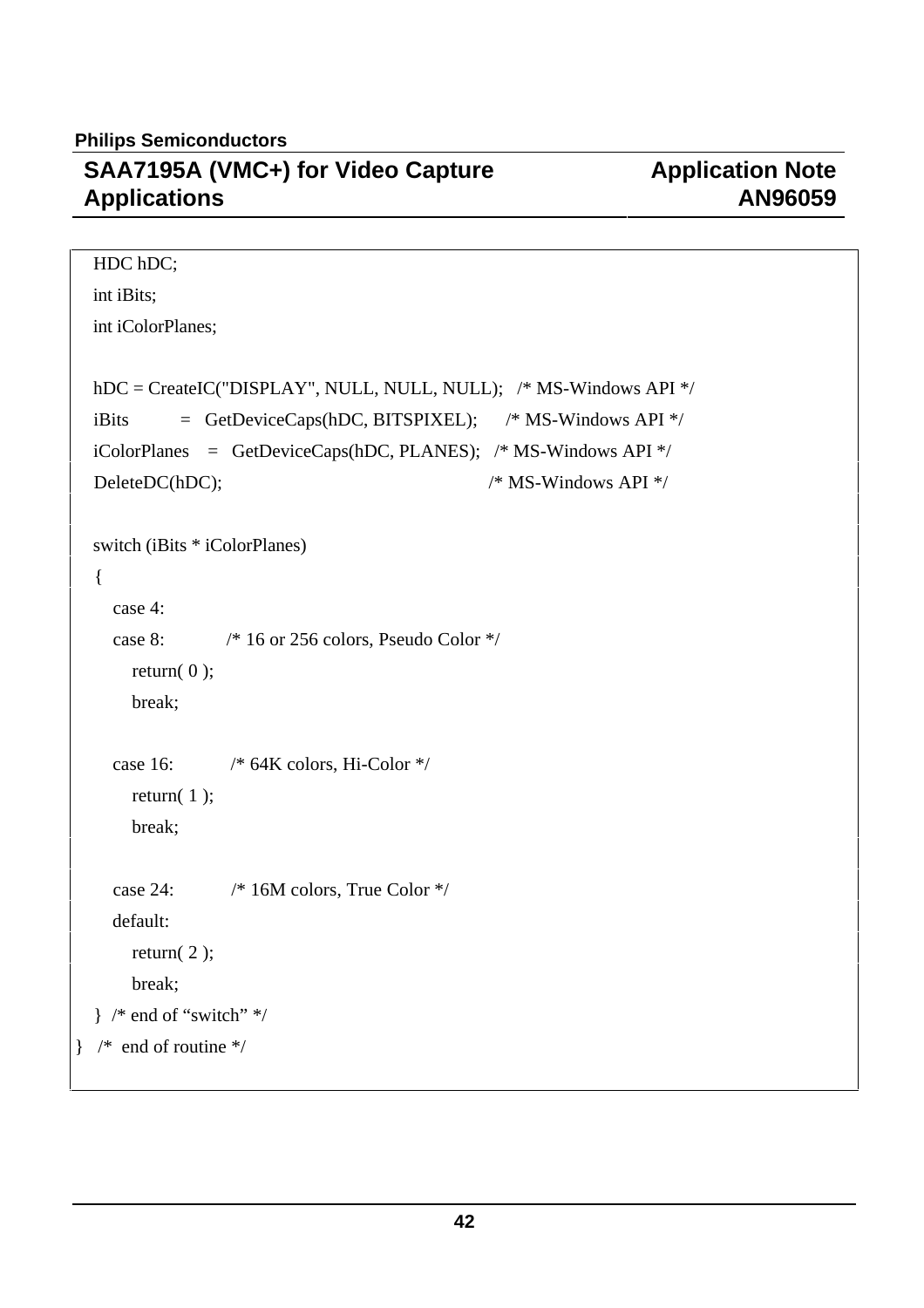```
    HDC hDC;
    int iBits;
    int iColorPlanes;

    hDC = CreateIC("DISPLAY", NULL, NULL, NULL);   /* MS-Windows API */
    iBits         =   GetDeviceCaps(hDC, BITSPIXEL);      /* MS-Windows API */
    iColorPlanes    =   GetDeviceCaps(hDC, PLANES);   /* MS-Windows API */
    DeleteDC(hDC);                                        /* MS-Windows API */

    switch (iBits * iColorPlanes)
    {
       case 4:
       case 8:          /* 16 or 256 colors, Pseudo Color */
          return( 0 );
          break;

       case 16:          /* 64K colors, Hi-Color */
          return( 1 );
          break;

       case 24:          /* 16M colors, True Color */
       default:
          return( 2 );
          break;
    }  /* end of "switch" */
}   /*  end of routine */
```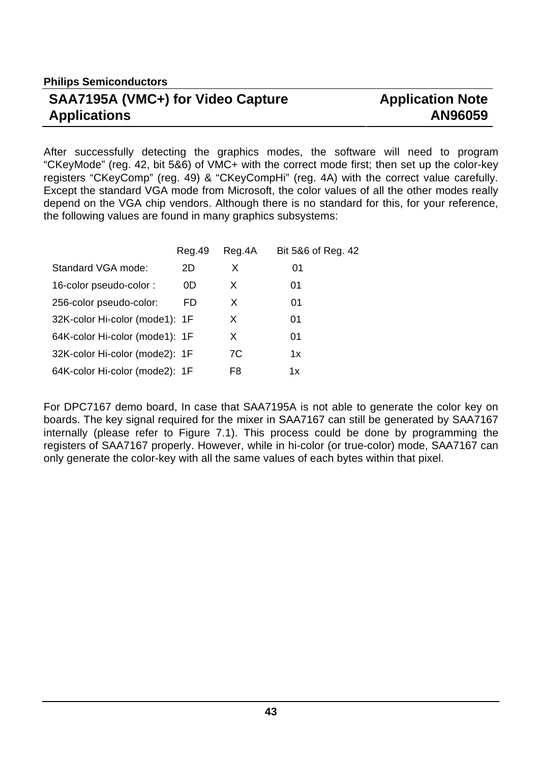After successfully detecting the graphics modes, the software will need to program "CKeyMode" (reg. 42, bit 5&6) of VMC+ with the correct mode first; then set up the color-key registers "CKeyComp" (reg. 49) & "CKeyCompHi" (reg. 4A) with the correct value carefully. Except the standard VGA mode from Microsoft, the color values of all the other modes really depend on the VGA chip vendors. Although there is no standard for this, for your reference, the following values are found in many graphics subsystems:

| | Reg.49 | Reg.4A | Bit 5&6 of Reg. 42 |
|---|---|---|---|
| Standard VGA mode: | 2D | X | 01 |
| 16-color pseudo-color : | 0D | X | 01 |
| 256-color pseudo-color: | FD | X | 01 |
| 32K-color Hi-color (mode1): | 1F | X | 01 |
| 64K-color Hi-color (mode1): | 1F | X | 01 |
| 32K-color Hi-color (mode2): | 1F | 7C | 1x |
| 64K-color Hi-color (mode2): | 1F | F8 | 1x |

For DPC7167 demo board, In case that SAA7195A is not able to generate the color key on boards. The key signal required for the mixer in SAA7167 can still be generated by SAA7167 internally (please refer to Figure 7.1). This process could be done by programming the registers of SAA7167 properly. However, while in hi-color (or true-color) mode, SAA7167 can only generate the color-key with all the same values of each bytes within that pixel.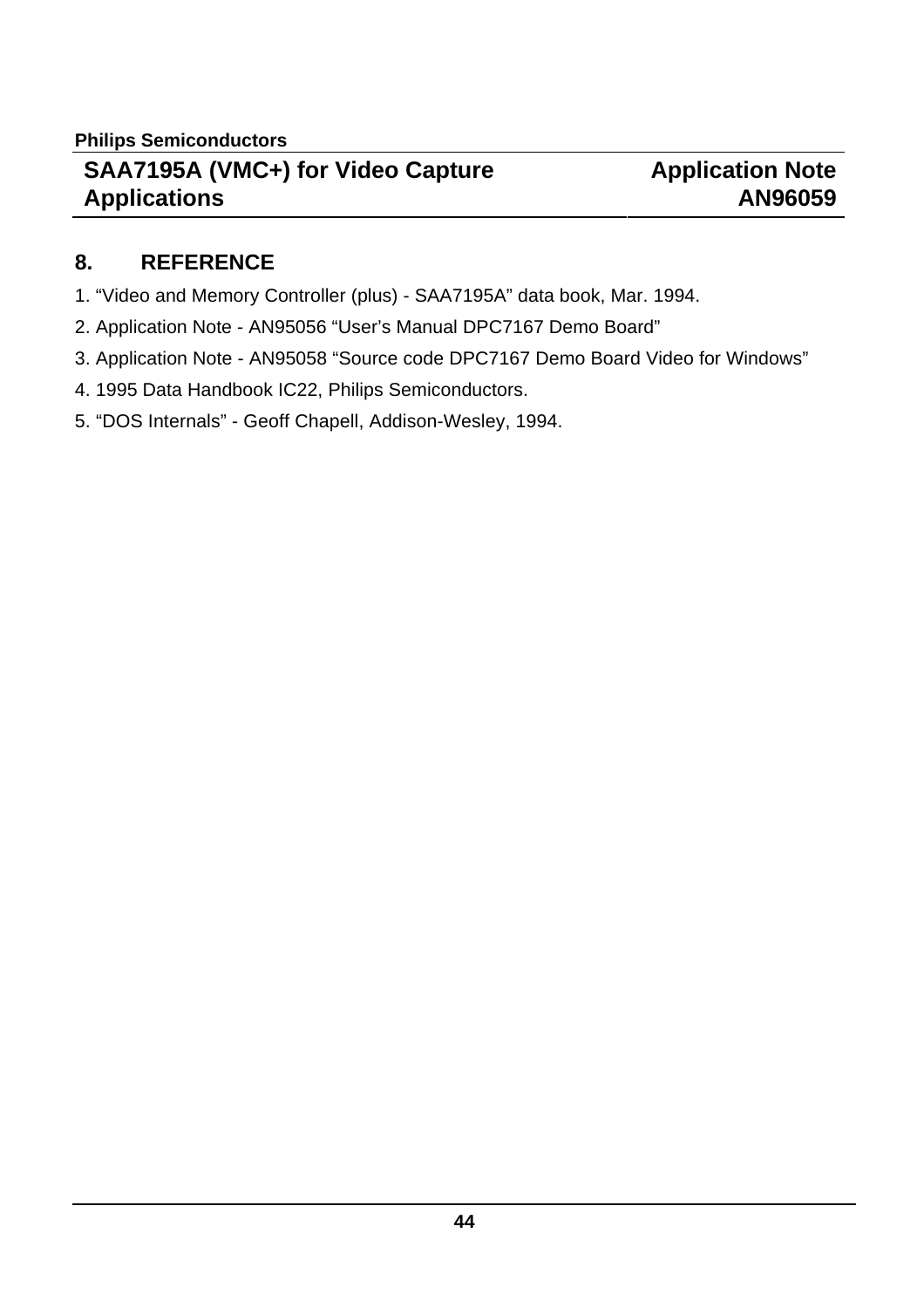## 8. REFERENCE

1. “Video and Memory Controller (plus) - SAA7195A” data book, Mar. 1994.
2. Application Note - AN95056 “User’s Manual DPC7167 Demo Board”
3. Application Note - AN95058 “Source code DPC7167 Demo Board Video for Windows”
4. 1995 Data Handbook IC22, Philips Semiconductors.
5. “DOS Internals” - Geoff Chapell, Addison-Wesley, 1994.